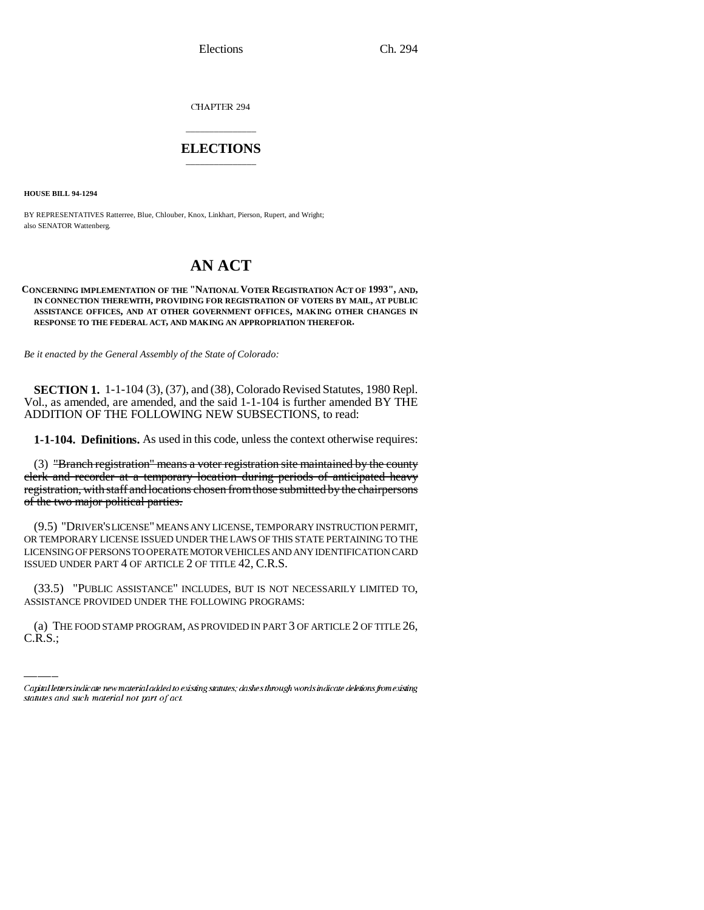CHAPTER 294

# ELECTIONS

**HOUSE BILL 94-1294**

BY REPRESENTATIVES Ratterree, Blue, Chlouber, Knox, Linkhart, Pierson, Rupert, and Wright;
also SENATOR Wattenberg.

# AN ACT

**CONCERNING IMPLEMENTATION OF THE "NATIONAL VOTER REGISTRATION ACT OF 1993", AND, IN CONNECTION THEREWITH, PROVIDING FOR REGISTRATION OF VOTERS BY MAIL, AT PUBLIC ASSISTANCE OFFICES, AND AT OTHER GOVERNMENT OFFICES, MAKING OTHER CHANGES IN RESPONSE TO THE FEDERAL ACT, AND MAKING AN APPROPRIATION THEREFOR.**

*Be it enacted by the General Assembly of the State of Colorado:*

**SECTION 1.** 1-1-104 (3), (37), and (38), Colorado Revised Statutes, 1980 Repl. Vol., as amended, are amended, and the said 1-1-104 is further amended BY THE ADDITION OF THE FOLLOWING NEW SUBSECTIONS, to read:

**1-1-104. Definitions.** As used in this code, unless the context otherwise requires:

(3) ~~"Branch registration" means a voter registration site maintained by the county clerk and recorder at a temporary location during periods of anticipated heavy registration, with staff and locations chosen from those submitted by the chairpersons of the two major political parties.~~

(9.5) "DRIVER'S LICENSE" MEANS ANY LICENSE, TEMPORARY INSTRUCTION PERMIT, OR TEMPORARY LICENSE ISSUED UNDER THE LAWS OF THIS STATE PERTAINING TO THE LICENSING OF PERSONS TO OPERATE MOTOR VEHICLES AND ANY IDENTIFICATION CARD ISSUED UNDER PART 4 OF ARTICLE 2 OF TITLE 42, C.R.S.

(33.5) "PUBLIC ASSISTANCE" INCLUDES, BUT IS NOT NECESSARILY LIMITED TO, ASSISTANCE PROVIDED UNDER THE FOLLOWING PROGRAMS:

(a) THE FOOD STAMP PROGRAM, AS PROVIDED IN PART 3 OF ARTICLE 2 OF TITLE 26, C.R.S.;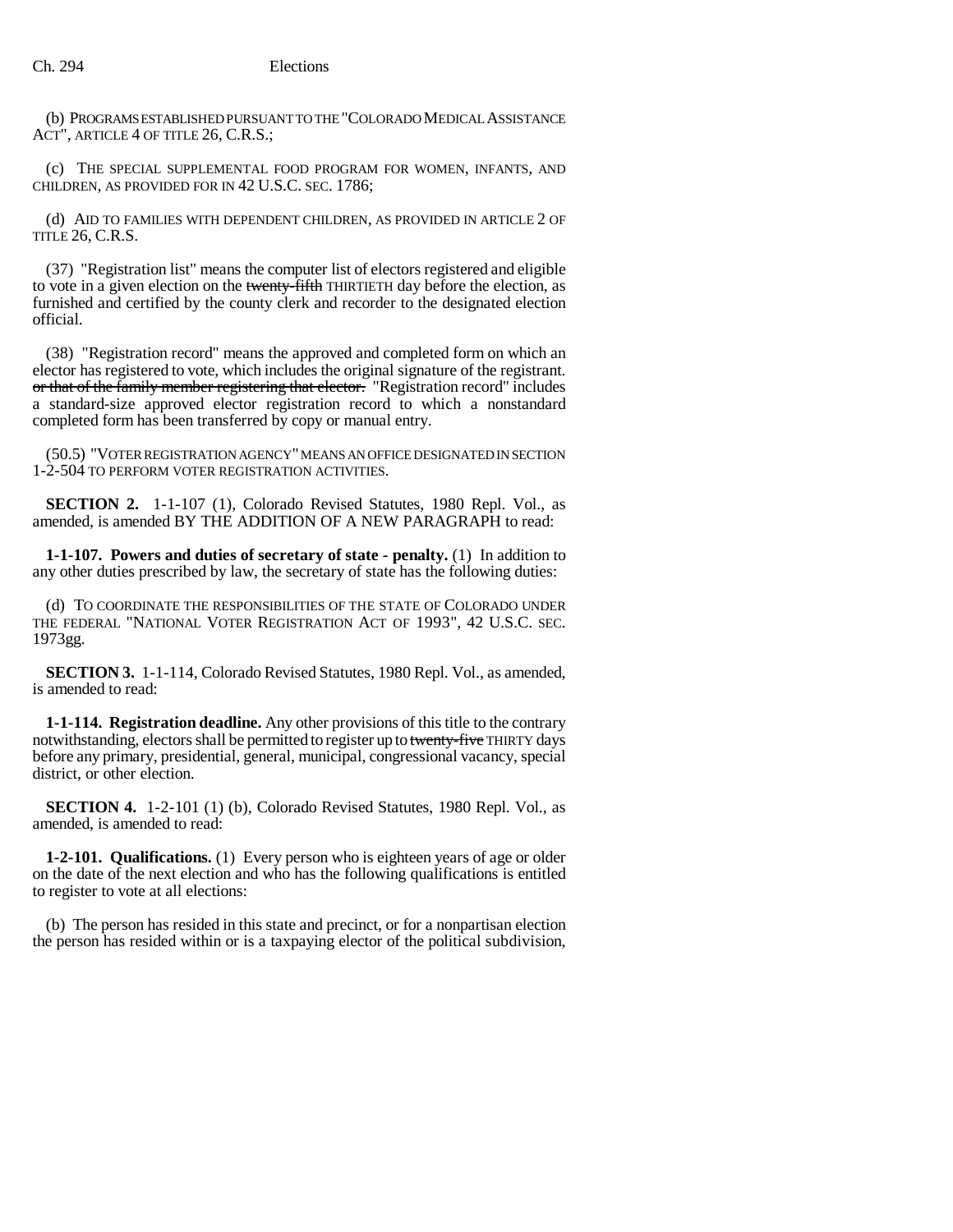(b) PROGRAMS ESTABLISHED PURSUANT TO THE "COLORADO MEDICAL ASSISTANCE ACT", ARTICLE 4 OF TITLE 26, C.R.S.;

(c) THE SPECIAL SUPPLEMENTAL FOOD PROGRAM FOR WOMEN, INFANTS, AND CHILDREN, AS PROVIDED FOR IN 42 U.S.C. SEC. 1786;

(d) AID TO FAMILIES WITH DEPENDENT CHILDREN, AS PROVIDED IN ARTICLE 2 OF TITLE 26, C.R.S.

(37) "Registration list" means the computer list of electors registered and eligible to vote in a given election on the ~~twenty-fifth~~ THIRTIETH day before the election, as furnished and certified by the county clerk and recorder to the designated election official.

(38) "Registration record" means the approved and completed form on which an elector has registered to vote, which includes the original signature of the registrant. ~~or that of the family member registering that elector.~~ "Registration record" includes a standard-size approved elector registration record to which a nonstandard completed form has been transferred by copy or manual entry.

(50.5) "VOTER REGISTRATION AGENCY" MEANS AN OFFICE DESIGNATED IN SECTION 1-2-504 TO PERFORM VOTER REGISTRATION ACTIVITIES.

**SECTION 2.** 1-1-107 (1), Colorado Revised Statutes, 1980 Repl. Vol., as amended, is amended BY THE ADDITION OF A NEW PARAGRAPH to read:

**1-1-107. Powers and duties of secretary of state - penalty.** (1) In addition to any other duties prescribed by law, the secretary of state has the following duties:

(d) TO COORDINATE THE RESPONSIBILITIES OF THE STATE OF COLORADO UNDER THE FEDERAL "NATIONAL VOTER REGISTRATION ACT OF 1993", 42 U.S.C. SEC. 1973gg.

**SECTION 3.** 1-1-114, Colorado Revised Statutes, 1980 Repl. Vol., as amended, is amended to read:

**1-1-114. Registration deadline.** Any other provisions of this title to the contrary notwithstanding, electors shall be permitted to register up to ~~twenty-five~~ THIRTY days before any primary, presidential, general, municipal, congressional vacancy, special district, or other election.

**SECTION 4.** 1-2-101 (1) (b), Colorado Revised Statutes, 1980 Repl. Vol., as amended, is amended to read:

**1-2-101. Qualifications.** (1) Every person who is eighteen years of age or older on the date of the next election and who has the following qualifications is entitled to register to vote at all elections:

(b) The person has resided in this state and precinct, or for a nonpartisan election the person has resided within or is a taxpaying elector of the political subdivision,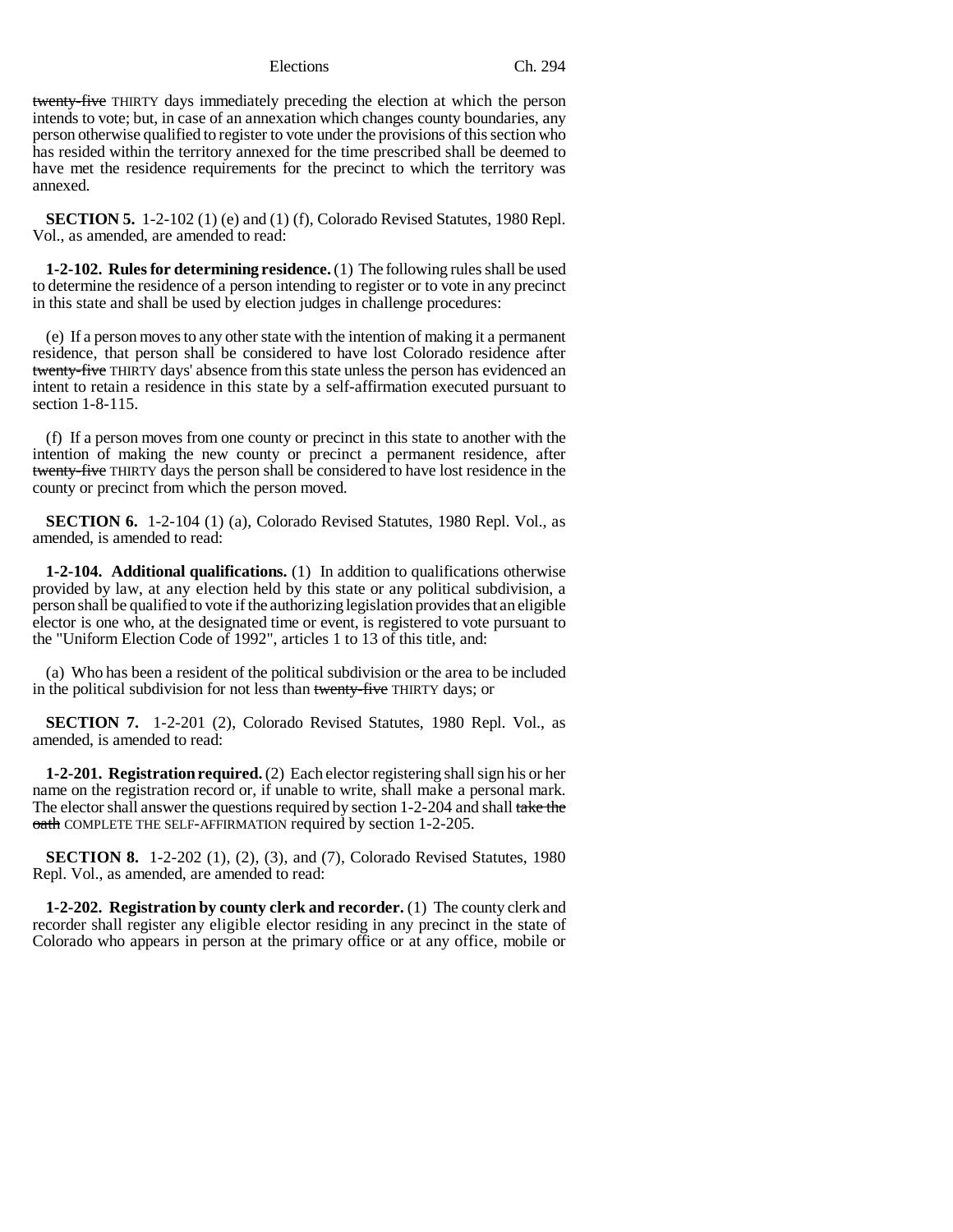~~twenty-five~~ THIRTY days immediately preceding the election at which the person intends to vote; but, in case of an annexation which changes county boundaries, any person otherwise qualified to register to vote under the provisions of this section who has resided within the territory annexed for the time prescribed shall be deemed to have met the residence requirements for the precinct to which the territory was annexed.

**SECTION 5.** 1-2-102 (1) (e) and (1) (f), Colorado Revised Statutes, 1980 Repl. Vol., as amended, are amended to read:

**1-2-102. Rules for determining residence.** (1) The following rules shall be used to determine the residence of a person intending to register or to vote in any precinct in this state and shall be used by election judges in challenge procedures:

(e) If a person moves to any other state with the intention of making it a permanent residence, that person shall be considered to have lost Colorado residence after ~~twenty-five~~ THIRTY days' absence from this state unless the person has evidenced an intent to retain a residence in this state by a self-affirmation executed pursuant to section 1-8-115.

(f) If a person moves from one county or precinct in this state to another with the intention of making the new county or precinct a permanent residence, after ~~twenty-five~~ THIRTY days the person shall be considered to have lost residence in the county or precinct from which the person moved.

**SECTION 6.** 1-2-104 (1) (a), Colorado Revised Statutes, 1980 Repl. Vol., as amended, is amended to read:

**1-2-104. Additional qualifications.** (1) In addition to qualifications otherwise provided by law, at any election held by this state or any political subdivision, a person shall be qualified to vote if the authorizing legislation provides that an eligible elector is one who, at the designated time or event, is registered to vote pursuant to the "Uniform Election Code of 1992", articles 1 to 13 of this title, and:

(a) Who has been a resident of the political subdivision or the area to be included in the political subdivision for not less than ~~twenty-five~~ THIRTY days; or

**SECTION 7.** 1-2-201 (2), Colorado Revised Statutes, 1980 Repl. Vol., as amended, is amended to read:

**1-2-201. Registration required.** (2) Each elector registering shall sign his or her name on the registration record or, if unable to write, shall make a personal mark. The elector shall answer the questions required by section 1-2-204 and shall ~~take the oath~~ COMPLETE THE SELF-AFFIRMATION required by section 1-2-205.

**SECTION 8.** 1-2-202 (1), (2), (3), and (7), Colorado Revised Statutes, 1980 Repl. Vol., as amended, are amended to read:

**1-2-202. Registration by county clerk and recorder.** (1) The county clerk and recorder shall register any eligible elector residing in any precinct in the state of Colorado who appears in person at the primary office or at any office, mobile or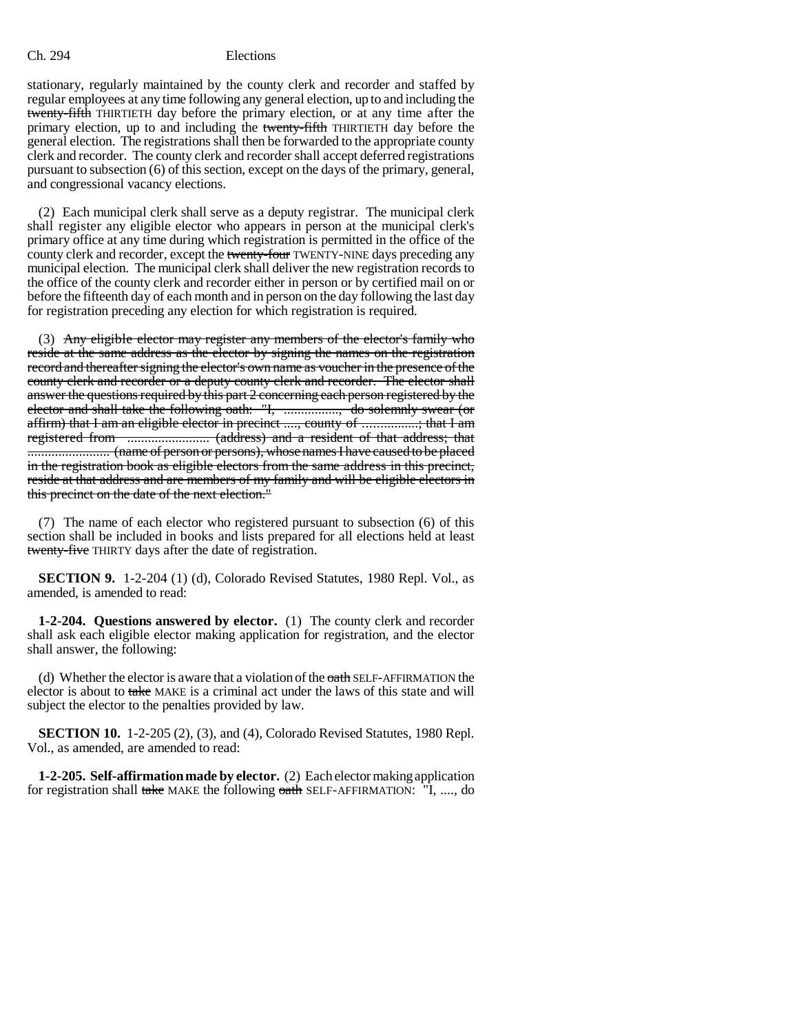stationary, regularly maintained by the county clerk and recorder and staffed by regular employees at any time following any general election, up to and including the ~~twenty-fifth~~ THIRTIETH day before the primary election, or at any time after the primary election, up to and including the ~~twenty-fifth~~ THIRTIETH day before the general election. The registrations shall then be forwarded to the appropriate county clerk and recorder. The county clerk and recorder shall accept deferred registrations pursuant to subsection (6) of this section, except on the days of the primary, general, and congressional vacancy elections.

(2) Each municipal clerk shall serve as a deputy registrar. The municipal clerk shall register any eligible elector who appears in person at the municipal clerk's primary office at any time during which registration is permitted in the office of the county clerk and recorder, except the ~~twenty-four~~ TWENTY-NINE days preceding any municipal election. The municipal clerk shall deliver the new registration records to the office of the county clerk and recorder either in person or by certified mail on or before the fifteenth day of each month and in person on the day following the last day for registration preceding any election for which registration is required.

(3) ~~Any eligible elector may register any members of the elector's family who reside at the same address as the elector by signing the names on the registration record and thereafter signing the elector's own name as voucher in the presence of the county clerk and recorder or a deputy county clerk and recorder. The elector shall answer the questions required by this part 2 concerning each person registered by the elector and shall take the following oath: "I, ................, do solemnly swear (or affirm) that I am an eligible elector in precinct ...., county of ................; that I am registered from ........................ (address) and a resident of that address; that ........................ (name of person or persons), whose names I have caused to be placed in the registration book as eligible electors from the same address in this precinct, reside at that address and are members of my family and will be eligible electors in this precinct on the date of the next election."~~

(7) The name of each elector who registered pursuant to subsection (6) of this section shall be included in books and lists prepared for all elections held at least ~~twenty-five~~ THIRTY days after the date of registration.

**SECTION 9.** 1-2-204 (1) (d), Colorado Revised Statutes, 1980 Repl. Vol., as amended, is amended to read:

**1-2-204. Questions answered by elector.** (1) The county clerk and recorder shall ask each eligible elector making application for registration, and the elector shall answer, the following:

(d) Whether the elector is aware that a violation of the ~~oath~~ SELF-AFFIRMATION the elector is about to ~~take~~ MAKE is a criminal act under the laws of this state and will subject the elector to the penalties provided by law.

**SECTION 10.** 1-2-205 (2), (3), and (4), Colorado Revised Statutes, 1980 Repl. Vol., as amended, are amended to read:

**1-2-205. Self-affirmation made by elector.** (2) Each elector making application for registration shall ~~take~~ MAKE the following ~~oath~~ SELF-AFFIRMATION: "I, ...., do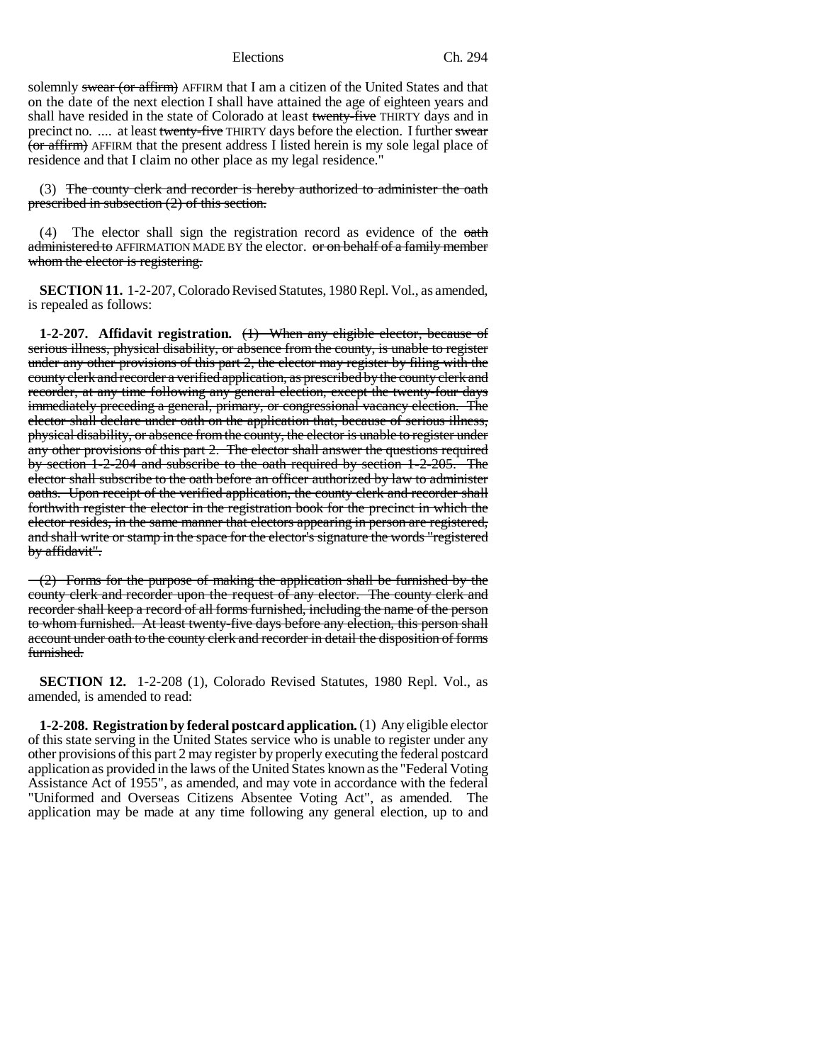solemnly ~~swear (or affirm)~~ AFFIRM that I am a citizen of the United States and that on the date of the next election I shall have attained the age of eighteen years and shall have resided in the state of Colorado at least ~~twenty-five~~ THIRTY days and in precinct no. .... at least ~~twenty-five~~ THIRTY days before the election. I further ~~swear (or affirm)~~ AFFIRM that the present address I listed herein is my sole legal place of residence and that I claim no other place as my legal residence."

(3) ~~The county clerk and recorder is hereby authorized to administer the oath prescribed in subsection (2) of this section.~~

(4) The elector shall sign the registration record as evidence of the ~~oath administered to~~ AFFIRMATION MADE BY the elector. ~~or on behalf of a family member whom the elector is registering.~~

**SECTION 11.** 1-2-207, Colorado Revised Statutes, 1980 Repl. Vol., as amended, is repealed as follows:

**1-2-207. Affidavit registration.** ~~(1) When any eligible elector, because of serious illness, physical disability, or absence from the county, is unable to register under any other provisions of this part 2, the elector may register by filing with the county clerk and recorder a verified application, as prescribed by the county clerk and recorder, at any time following any general election, except the twenty-four days immediately preceding a general, primary, or congressional vacancy election. The elector shall declare under oath on the application that, because of serious illness, physical disability, or absence from the county, the elector is unable to register under any other provisions of this part 2. The elector shall answer the questions required by section 1-2-204 and subscribe to the oath required by section 1-2-205. The elector shall subscribe to the oath before an officer authorized by law to administer oaths. Upon receipt of the verified application, the county clerk and recorder shall forthwith register the elector in the registration book for the precinct in which the elector resides, in the same manner that electors appearing in person are registered, and shall write or stamp in the space for the elector's signature the words "registered by affidavit".~~

~~(2) Forms for the purpose of making the application shall be furnished by the county clerk and recorder upon the request of any elector. The county clerk and recorder shall keep a record of all forms furnished, including the name of the person to whom furnished. At least twenty-five days before any election, this person shall account under oath to the county clerk and recorder in detail the disposition of forms furnished.~~

**SECTION 12.** 1-2-208 (1), Colorado Revised Statutes, 1980 Repl. Vol., as amended, is amended to read:

**1-2-208. Registration by federal postcard application.** (1) Any eligible elector of this state serving in the United States service who is unable to register under any other provisions of this part 2 may register by properly executing the federal postcard application as provided in the laws of the United States known as the "Federal Voting Assistance Act of 1955", as amended, and may vote in accordance with the federal "Uniformed and Overseas Citizens Absentee Voting Act", as amended. The application may be made at any time following any general election, up to and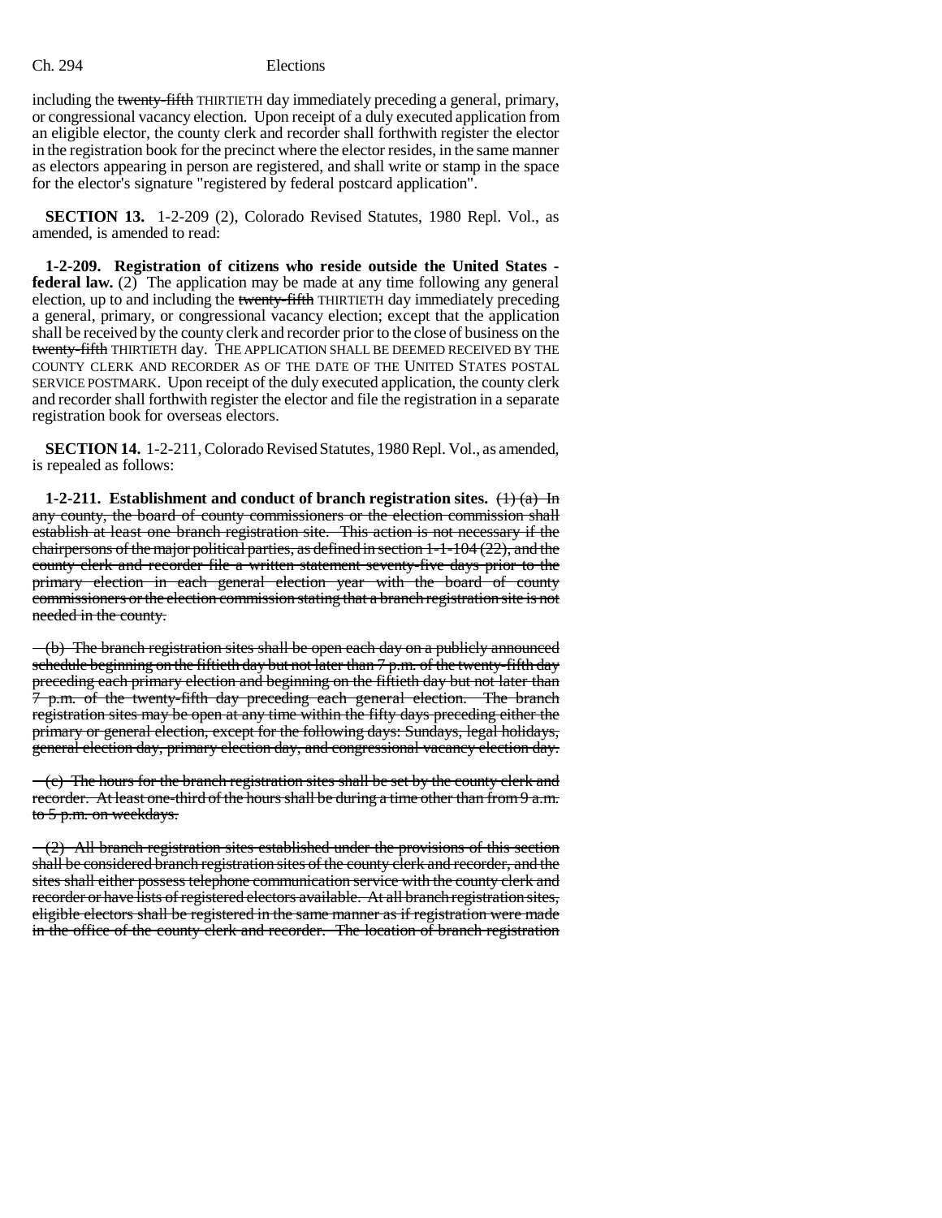including the ~~twenty-fifth~~ THIRTIETH day immediately preceding a general, primary, or congressional vacancy election. Upon receipt of a duly executed application from an eligible elector, the county clerk and recorder shall forthwith register the elector in the registration book for the precinct where the elector resides, in the same manner as electors appearing in person are registered, and shall write or stamp in the space for the elector's signature "registered by federal postcard application".

**SECTION 13.** 1-2-209 (2), Colorado Revised Statutes, 1980 Repl. Vol., as amended, is amended to read:

**1-2-209. Registration of citizens who reside outside the United States - federal law.** (2) The application may be made at any time following any general election, up to and including the ~~twenty-fifth~~ THIRTIETH day immediately preceding a general, primary, or congressional vacancy election; except that the application shall be received by the county clerk and recorder prior to the close of business on the ~~twenty-fifth~~ THIRTIETH day. THE APPLICATION SHALL BE DEEMED RECEIVED BY THE COUNTY CLERK AND RECORDER AS OF THE DATE OF THE UNITED STATES POSTAL SERVICE POSTMARK. Upon receipt of the duly executed application, the county clerk and recorder shall forthwith register the elector and file the registration in a separate registration book for overseas electors.

**SECTION 14.** 1-2-211, Colorado Revised Statutes, 1980 Repl. Vol., as amended, is repealed as follows:

**1-2-211. Establishment and conduct of branch registration sites.** ~~(1) (a) In any county, the board of county commissioners or the election commission shall establish at least one branch registration site. This action is not necessary if the chairpersons of the major political parties, as defined in section 1-1-104 (22), and the county clerk and recorder file a written statement seventy-five days prior to the primary election in each general election year with the board of county commissioners or the election commission stating that a branch registration site is not needed in the county.~~

~~(b) The branch registration sites shall be open each day on a publicly announced schedule beginning on the fiftieth day but not later than 7 p.m. of the twenty-fifth day preceding each primary election and beginning on the fiftieth day but not later than 7 p.m. of the twenty-fifth day preceding each general election. The branch registration sites may be open at any time within the fifty days preceding either the primary or general election, except for the following days: Sundays, legal holidays, general election day, primary election day, and congressional vacancy election day.~~

~~(c) The hours for the branch registration sites shall be set by the county clerk and recorder. At least one-third of the hours shall be during a time other than from 9 a.m. to 5 p.m. on weekdays.~~

~~(2) All branch registration sites established under the provisions of this section shall be considered branch registration sites of the county clerk and recorder, and the sites shall either possess telephone communication service with the county clerk and recorder or have lists of registered electors available. At all branch registration sites, eligible electors shall be registered in the same manner as if registration were made in the office of the county clerk and recorder. The location of branch registration~~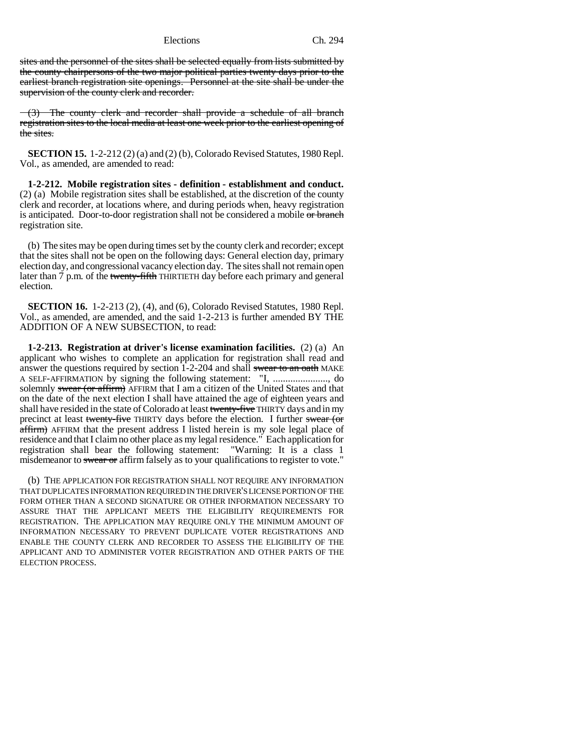sites and the personnel of the sites shall be selected equally from lists submitted by the county chairpersons of the two major political parties twenty days prior to the earliest branch registration site openings. Personnel at the site shall be under the supervision of the county clerk and recorder.

(3) The county clerk and recorder shall provide a schedule of all branch registration sites to the local media at least one week prior to the earliest opening of the sites.

**SECTION 15.** 1-2-212 (2) (a) and (2) (b), Colorado Revised Statutes, 1980 Repl. Vol., as amended, are amended to read:

**1-2-212. Mobile registration sites - definition - establishment and conduct.** (2) (a) Mobile registration sites shall be established, at the discretion of the county clerk and recorder, at locations where, and during periods when, heavy registration is anticipated. Door-to-door registration shall not be considered a mobile or branch registration site.

(b) The sites may be open during times set by the county clerk and recorder; except that the sites shall not be open on the following days: General election day, primary election day, and congressional vacancy election day. The sites shall not remain open later than 7 p.m. of the twenty-fifth THIRTIETH day before each primary and general election.

**SECTION 16.** 1-2-213 (2), (4), and (6), Colorado Revised Statutes, 1980 Repl. Vol., as amended, are amended, and the said 1-2-213 is further amended BY THE ADDITION OF A NEW SUBSECTION, to read:

**1-2-213. Registration at driver's license examination facilities.** (2) (a) An applicant who wishes to complete an application for registration shall read and answer the questions required by section 1-2-204 and shall swear to an oath MAKE A SELF-AFFIRMATION by signing the following statement: "I, ......................, do solemnly swear (or affirm) AFFIRM that I am a citizen of the United States and that on the date of the next election I shall have attained the age of eighteen years and shall have resided in the state of Colorado at least twenty-five THIRTY days and in my precinct at least twenty-five THIRTY days before the election. I further swear (or affirm) AFFIRM that the present address I listed herein is my sole legal place of residence and that I claim no other place as my legal residence." Each application for registration shall bear the following statement: "Warning: It is a class 1 misdemeanor to swear or affirm falsely as to your qualifications to register to vote."

(b) THE APPLICATION FOR REGISTRATION SHALL NOT REQUIRE ANY INFORMATION THAT DUPLICATES INFORMATION REQUIRED IN THE DRIVER'S LICENSE PORTION OF THE FORM OTHER THAN A SECOND SIGNATURE OR OTHER INFORMATION NECESSARY TO ASSURE THAT THE APPLICANT MEETS THE ELIGIBILITY REQUIREMENTS FOR REGISTRATION. THE APPLICATION MAY REQUIRE ONLY THE MINIMUM AMOUNT OF INFORMATION NECESSARY TO PREVENT DUPLICATE VOTER REGISTRATIONS AND ENABLE THE COUNTY CLERK AND RECORDER TO ASSESS THE ELIGIBILITY OF THE APPLICANT AND TO ADMINISTER VOTER REGISTRATION AND OTHER PARTS OF THE ELECTION PROCESS.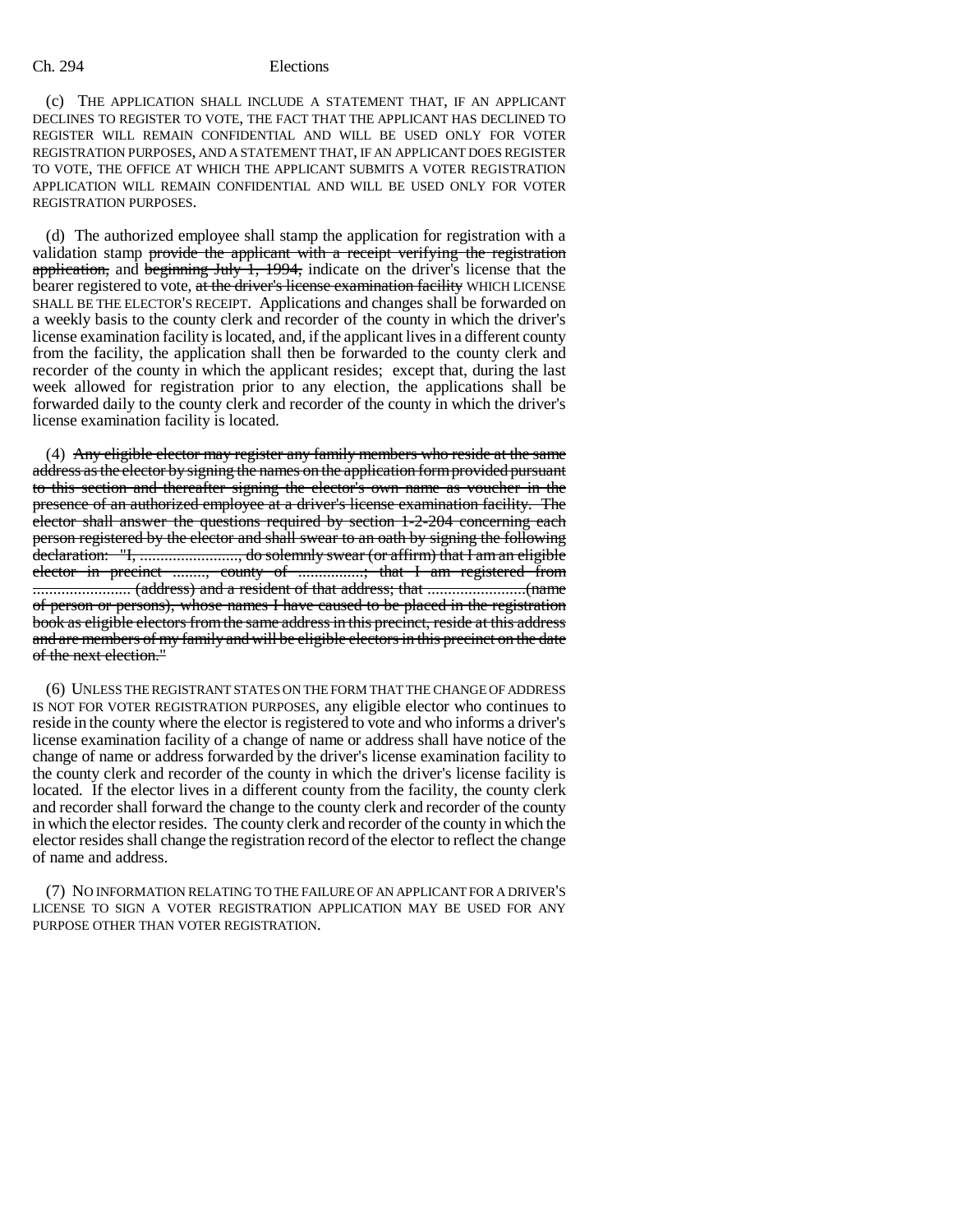(c) THE APPLICATION SHALL INCLUDE A STATEMENT THAT, IF AN APPLICANT DECLINES TO REGISTER TO VOTE, THE FACT THAT THE APPLICANT HAS DECLINED TO REGISTER WILL REMAIN CONFIDENTIAL AND WILL BE USED ONLY FOR VOTER REGISTRATION PURPOSES, AND A STATEMENT THAT, IF AN APPLICANT DOES REGISTER TO VOTE, THE OFFICE AT WHICH THE APPLICANT SUBMITS A VOTER REGISTRATION APPLICATION WILL REMAIN CONFIDENTIAL AND WILL BE USED ONLY FOR VOTER REGISTRATION PURPOSES.

(d) The authorized employee shall stamp the application for registration with a validation stamp ~~provide the applicant with a receipt verifying the registration application,~~ and ~~beginning July 1, 1994,~~ indicate on the driver's license that the bearer registered to vote, ~~at the driver's license examination facility~~ WHICH LICENSE SHALL BE THE ELECTOR'S RECEIPT. Applications and changes shall be forwarded on a weekly basis to the county clerk and recorder of the county in which the driver's license examination facility is located, and, if the applicant lives in a different county from the facility, the application shall then be forwarded to the county clerk and recorder of the county in which the applicant resides; except that, during the last week allowed for registration prior to any election, the applications shall be forwarded daily to the county clerk and recorder of the county in which the driver's license examination facility is located.

(4) ~~Any eligible elector may register any family members who reside at the same address as the elector by signing the names on the application form provided pursuant to this section and thereafter signing the elector's own name as voucher in the presence of an authorized employee at a driver's license examination facility. The elector shall answer the questions required by section 1-2-204 concerning each person registered by the elector and shall swear to an oath by signing the following declaration: "I, ........................, do solemnly swear (or affirm) that I am an eligible elector in precinct ........, county of ................; that I am registered from ........................ (address) and a resident of that address; that ........................(name of person or persons), whose names I have caused to be placed in the registration book as eligible electors from the same address in this precinct, reside at this address and are members of my family and will be eligible electors in this precinct on the date of the next election."~~

(6) UNLESS THE REGISTRANT STATES ON THE FORM THAT THE CHANGE OF ADDRESS IS NOT FOR VOTER REGISTRATION PURPOSES, any eligible elector who continues to reside in the county where the elector is registered to vote and who informs a driver's license examination facility of a change of name or address shall have notice of the change of name or address forwarded by the driver's license examination facility to the county clerk and recorder of the county in which the driver's license facility is located. If the elector lives in a different county from the facility, the county clerk and recorder shall forward the change to the county clerk and recorder of the county in which the elector resides. The county clerk and recorder of the county in which the elector resides shall change the registration record of the elector to reflect the change of name and address.

(7) NO INFORMATION RELATING TO THE FAILURE OF AN APPLICANT FOR A DRIVER'S LICENSE TO SIGN A VOTER REGISTRATION APPLICATION MAY BE USED FOR ANY PURPOSE OTHER THAN VOTER REGISTRATION.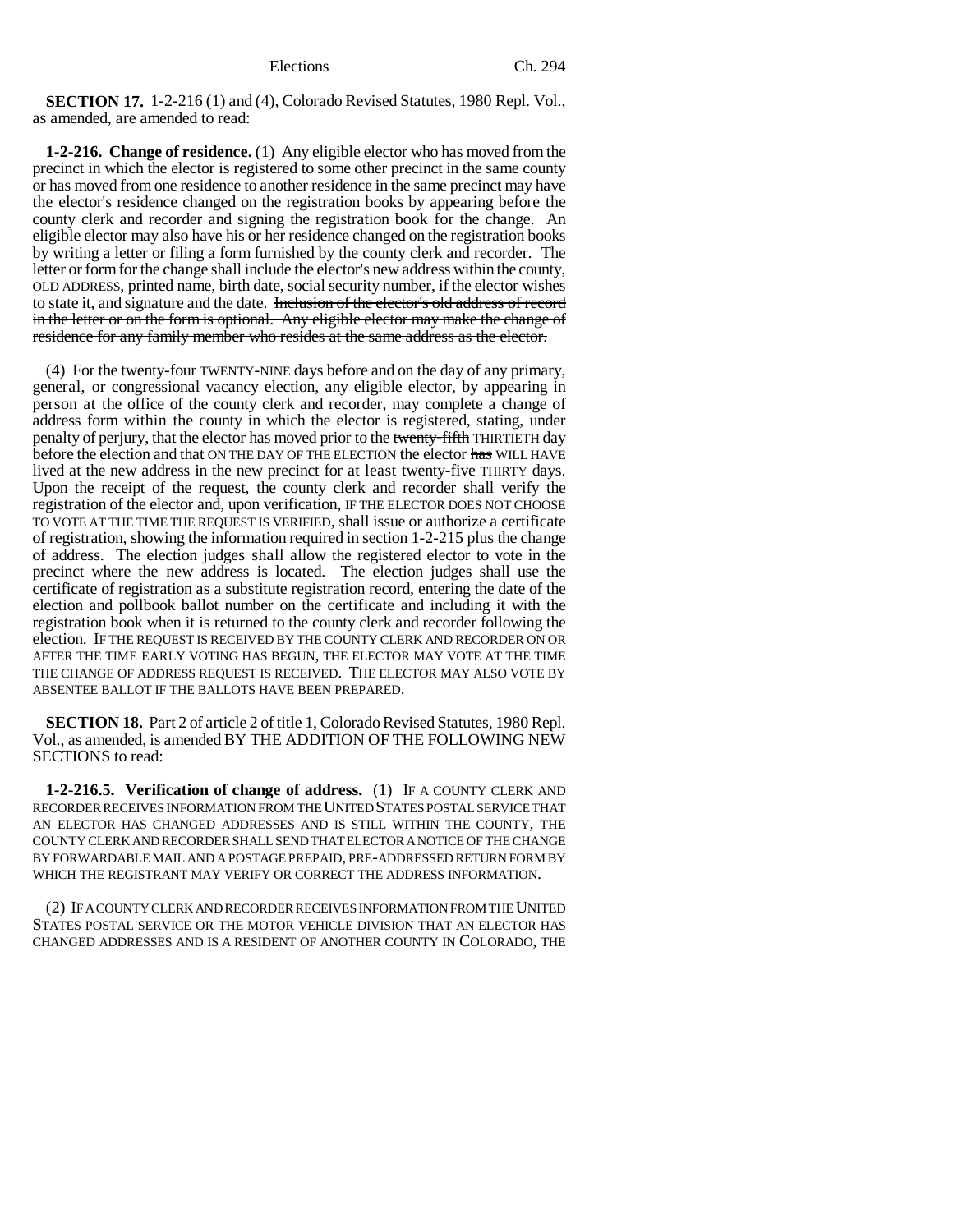**SECTION 17.** 1-2-216 (1) and (4), Colorado Revised Statutes, 1980 Repl. Vol., as amended, are amended to read:

**1-2-216. Change of residence.** (1) Any eligible elector who has moved from the precinct in which the elector is registered to some other precinct in the same county or has moved from one residence to another residence in the same precinct may have the elector's residence changed on the registration books by appearing before the county clerk and recorder and signing the registration book for the change. An eligible elector may also have his or her residence changed on the registration books by writing a letter or filing a form furnished by the county clerk and recorder. The letter or form for the change shall include the elector's new address within the county, OLD ADDRESS, printed name, birth date, social security number, if the elector wishes to state it, and signature and the date. ~~Inclusion of the elector's old address of record in the letter or on the form is optional. Any eligible elector may make the change of residence for any family member who resides at the same address as the elector.~~

(4) For the ~~twenty-four~~ TWENTY-NINE days before and on the day of any primary, general, or congressional vacancy election, any eligible elector, by appearing in person at the office of the county clerk and recorder, may complete a change of address form within the county in which the elector is registered, stating, under penalty of perjury, that the elector has moved prior to the ~~twenty-fifth~~ THIRTIETH day before the election and that ON THE DAY OF THE ELECTION the elector ~~has~~ WILL HAVE lived at the new address in the new precinct for at least ~~twenty-five~~ THIRTY days. Upon the receipt of the request, the county clerk and recorder shall verify the registration of the elector and, upon verification, IF THE ELECTOR DOES NOT CHOOSE TO VOTE AT THE TIME THE REQUEST IS VERIFIED, shall issue or authorize a certificate of registration, showing the information required in section 1-2-215 plus the change of address. The election judges shall allow the registered elector to vote in the precinct where the new address is located. The election judges shall use the certificate of registration as a substitute registration record, entering the date of the election and pollbook ballot number on the certificate and including it with the registration book when it is returned to the county clerk and recorder following the election. IF THE REQUEST IS RECEIVED BY THE COUNTY CLERK AND RECORDER ON OR AFTER THE TIME EARLY VOTING HAS BEGUN, THE ELECTOR MAY VOTE AT THE TIME THE CHANGE OF ADDRESS REQUEST IS RECEIVED. THE ELECTOR MAY ALSO VOTE BY ABSENTEE BALLOT IF THE BALLOTS HAVE BEEN PREPARED.

**SECTION 18.** Part 2 of article 2 of title 1, Colorado Revised Statutes, 1980 Repl. Vol., as amended, is amended BY THE ADDITION OF THE FOLLOWING NEW SECTIONS to read:

**1-2-216.5. Verification of change of address.** (1) IF A COUNTY CLERK AND RECORDER RECEIVES INFORMATION FROM THE UNITED STATES POSTAL SERVICE THAT AN ELECTOR HAS CHANGED ADDRESSES AND IS STILL WITHIN THE COUNTY, THE COUNTY CLERK AND RECORDER SHALL SEND THAT ELECTOR A NOTICE OF THE CHANGE BY FORWARDABLE MAIL AND A POSTAGE PREPAID, PRE-ADDRESSED RETURN FORM BY WHICH THE REGISTRANT MAY VERIFY OR CORRECT THE ADDRESS INFORMATION.

(2) IF A COUNTY CLERK AND RECORDER RECEIVES INFORMATION FROM THE UNITED STATES POSTAL SERVICE OR THE MOTOR VEHICLE DIVISION THAT AN ELECTOR HAS CHANGED ADDRESSES AND IS A RESIDENT OF ANOTHER COUNTY IN COLORADO, THE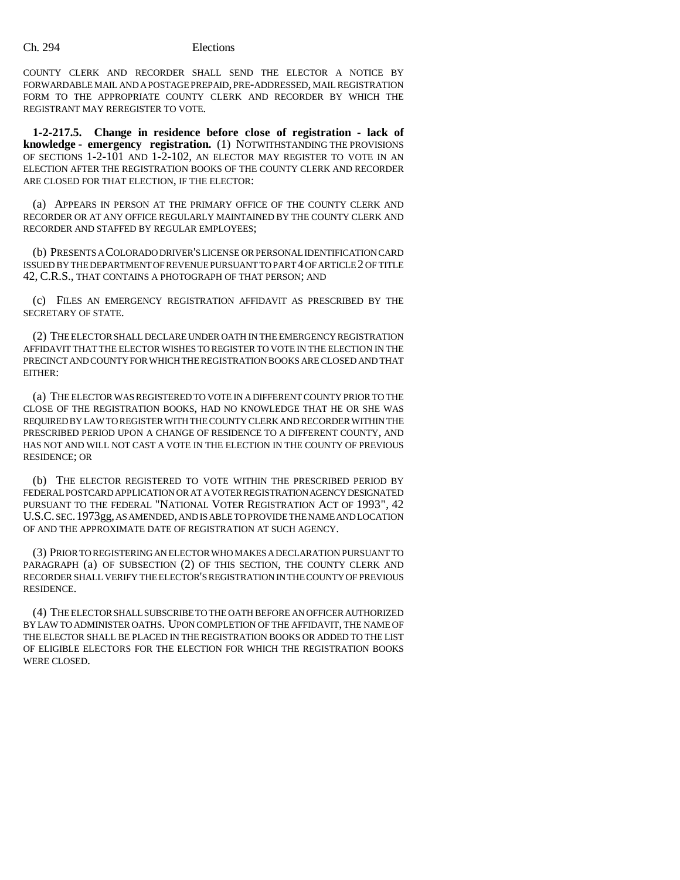COUNTY CLERK AND RECORDER SHALL SEND THE ELECTOR A NOTICE BY FORWARDABLE MAIL AND A POSTAGE PREPAID, PRE-ADDRESSED, MAIL REGISTRATION FORM TO THE APPROPRIATE COUNTY CLERK AND RECORDER BY WHICH THE REGISTRANT MAY REREGISTER TO VOTE.

**1-2-217.5. Change in residence before close of registration - lack of knowledge - emergency registration.** (1) NOTWITHSTANDING THE PROVISIONS OF SECTIONS 1-2-101 AND 1-2-102, AN ELECTOR MAY REGISTER TO VOTE IN AN ELECTION AFTER THE REGISTRATION BOOKS OF THE COUNTY CLERK AND RECORDER ARE CLOSED FOR THAT ELECTION, IF THE ELECTOR:

(a) APPEARS IN PERSON AT THE PRIMARY OFFICE OF THE COUNTY CLERK AND RECORDER OR AT ANY OFFICE REGULARLY MAINTAINED BY THE COUNTY CLERK AND RECORDER AND STAFFED BY REGULAR EMPLOYEES;

(b) PRESENTS A COLORADO DRIVER'S LICENSE OR PERSONAL IDENTIFICATION CARD ISSUED BY THE DEPARTMENT OF REVENUE PURSUANT TO PART 4 OF ARTICLE 2 OF TITLE 42, C.R.S., THAT CONTAINS A PHOTOGRAPH OF THAT PERSON; AND

(c) FILES AN EMERGENCY REGISTRATION AFFIDAVIT AS PRESCRIBED BY THE SECRETARY OF STATE.

(2) THE ELECTOR SHALL DECLARE UNDER OATH IN THE EMERGENCY REGISTRATION AFFIDAVIT THAT THE ELECTOR WISHES TO REGISTER TO VOTE IN THE ELECTION IN THE PRECINCT AND COUNTY FOR WHICH THE REGISTRATION BOOKS ARE CLOSED AND THAT EITHER:

(a) THE ELECTOR WAS REGISTERED TO VOTE IN A DIFFERENT COUNTY PRIOR TO THE CLOSE OF THE REGISTRATION BOOKS, HAD NO KNOWLEDGE THAT HE OR SHE WAS REQUIRED BY LAW TO REGISTER WITH THE COUNTY CLERK AND RECORDER WITHIN THE PRESCRIBED PERIOD UPON A CHANGE OF RESIDENCE TO A DIFFERENT COUNTY, AND HAS NOT AND WILL NOT CAST A VOTE IN THE ELECTION IN THE COUNTY OF PREVIOUS RESIDENCE; OR

(b) THE ELECTOR REGISTERED TO VOTE WITHIN THE PRESCRIBED PERIOD BY FEDERAL POSTCARD APPLICATION OR AT A VOTER REGISTRATION AGENCY DESIGNATED PURSUANT TO THE FEDERAL "NATIONAL VOTER REGISTRATION ACT OF 1993", 42 U.S.C. SEC. 1973gg, AS AMENDED, AND IS ABLE TO PROVIDE THE NAME AND LOCATION OF AND THE APPROXIMATE DATE OF REGISTRATION AT SUCH AGENCY.

(3) PRIOR TO REGISTERING AN ELECTOR WHO MAKES A DECLARATION PURSUANT TO PARAGRAPH (a) OF SUBSECTION (2) OF THIS SECTION, THE COUNTY CLERK AND RECORDER SHALL VERIFY THE ELECTOR'S REGISTRATION IN THE COUNTY OF PREVIOUS RESIDENCE.

(4) THE ELECTOR SHALL SUBSCRIBE TO THE OATH BEFORE AN OFFICER AUTHORIZED BY LAW TO ADMINISTER OATHS. UPON COMPLETION OF THE AFFIDAVIT, THE NAME OF THE ELECTOR SHALL BE PLACED IN THE REGISTRATION BOOKS OR ADDED TO THE LIST OF ELIGIBLE ELECTORS FOR THE ELECTION FOR WHICH THE REGISTRATION BOOKS WERE CLOSED.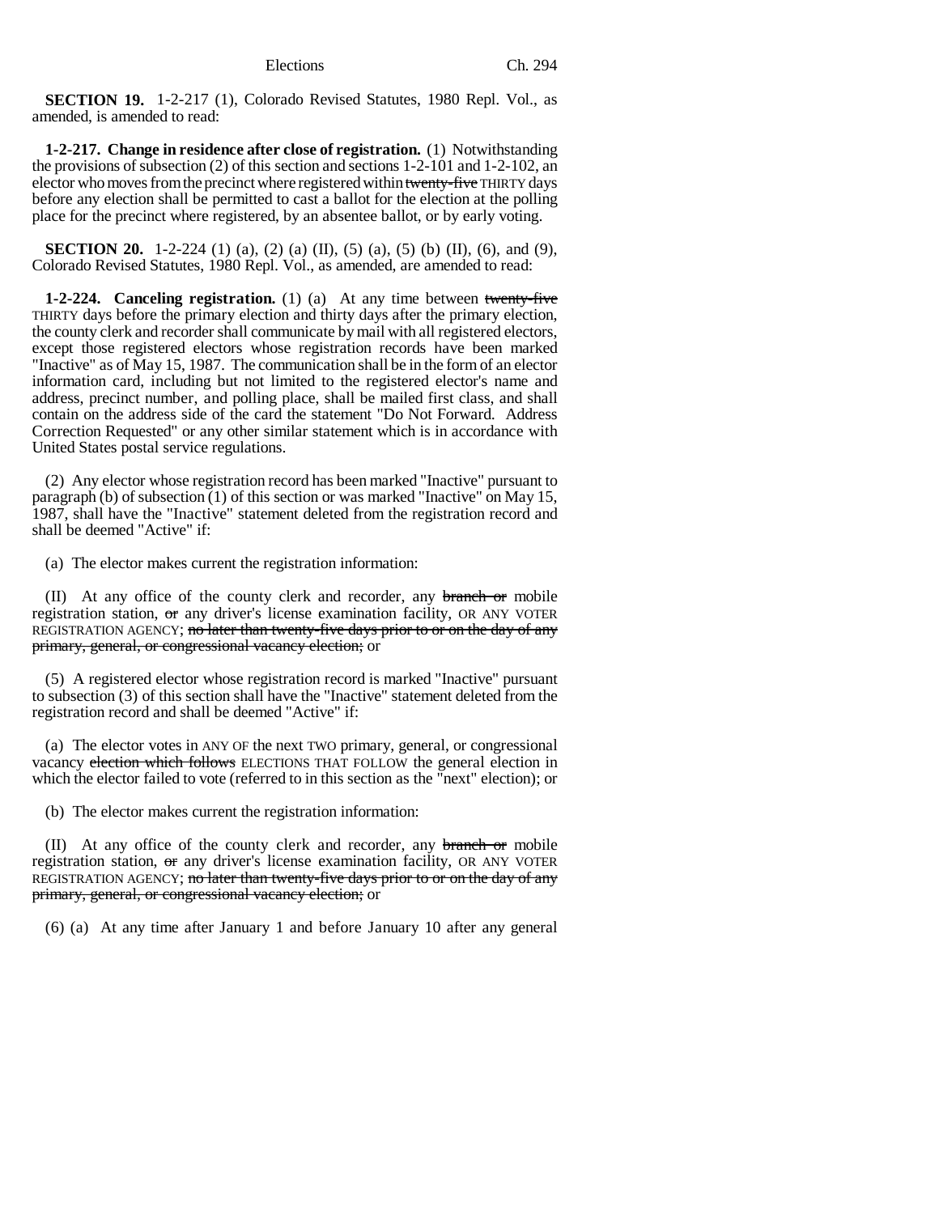**SECTION 19.** 1-2-217 (1), Colorado Revised Statutes, 1980 Repl. Vol., as amended, is amended to read:

**1-2-217. Change in residence after close of registration.** (1) Notwithstanding the provisions of subsection (2) of this section and sections 1-2-101 and 1-2-102, an elector who moves from the precinct where registered within ~~twenty-five~~ THIRTY days before any election shall be permitted to cast a ballot for the election at the polling place for the precinct where registered, by an absentee ballot, or by early voting.

**SECTION 20.** 1-2-224 (1) (a), (2) (a) (II), (5) (a), (5) (b) (II), (6), and (9), Colorado Revised Statutes, 1980 Repl. Vol., as amended, are amended to read:

**1-2-224. Canceling registration.** (1) (a) At any time between ~~twenty-five~~ THIRTY days before the primary election and thirty days after the primary election, the county clerk and recorder shall communicate by mail with all registered electors, except those registered electors whose registration records have been marked "Inactive" as of May 15, 1987. The communication shall be in the form of an elector information card, including but not limited to the registered elector's name and address, precinct number, and polling place, shall be mailed first class, and shall contain on the address side of the card the statement "Do Not Forward. Address Correction Requested" or any other similar statement which is in accordance with United States postal service regulations.

(2) Any elector whose registration record has been marked "Inactive" pursuant to paragraph (b) of subsection (1) of this section or was marked "Inactive" on May 15, 1987, shall have the "Inactive" statement deleted from the registration record and shall be deemed "Active" if:

(a) The elector makes current the registration information:

(II) At any office of the county clerk and recorder, any ~~branch or~~ mobile registration station, ~~or~~ any driver's license examination facility, OR ANY VOTER REGISTRATION AGENCY; ~~no later than twenty-five days prior to or on the day of any primary, general, or congressional vacancy election;~~ or

(5) A registered elector whose registration record is marked "Inactive" pursuant to subsection (3) of this section shall have the "Inactive" statement deleted from the registration record and shall be deemed "Active" if:

(a) The elector votes in ANY OF the next TWO primary, general, or congressional vacancy ~~election which follows~~ ELECTIONS THAT FOLLOW the general election in which the elector failed to vote (referred to in this section as the "next" election); or

(b) The elector makes current the registration information:

(II) At any office of the county clerk and recorder, any ~~branch or~~ mobile registration station, ~~or~~ any driver's license examination facility, OR ANY VOTER REGISTRATION AGENCY; ~~no later than twenty-five days prior to or on the day of any primary, general, or congressional vacancy election;~~ or

(6) (a) At any time after January 1 and before January 10 after any general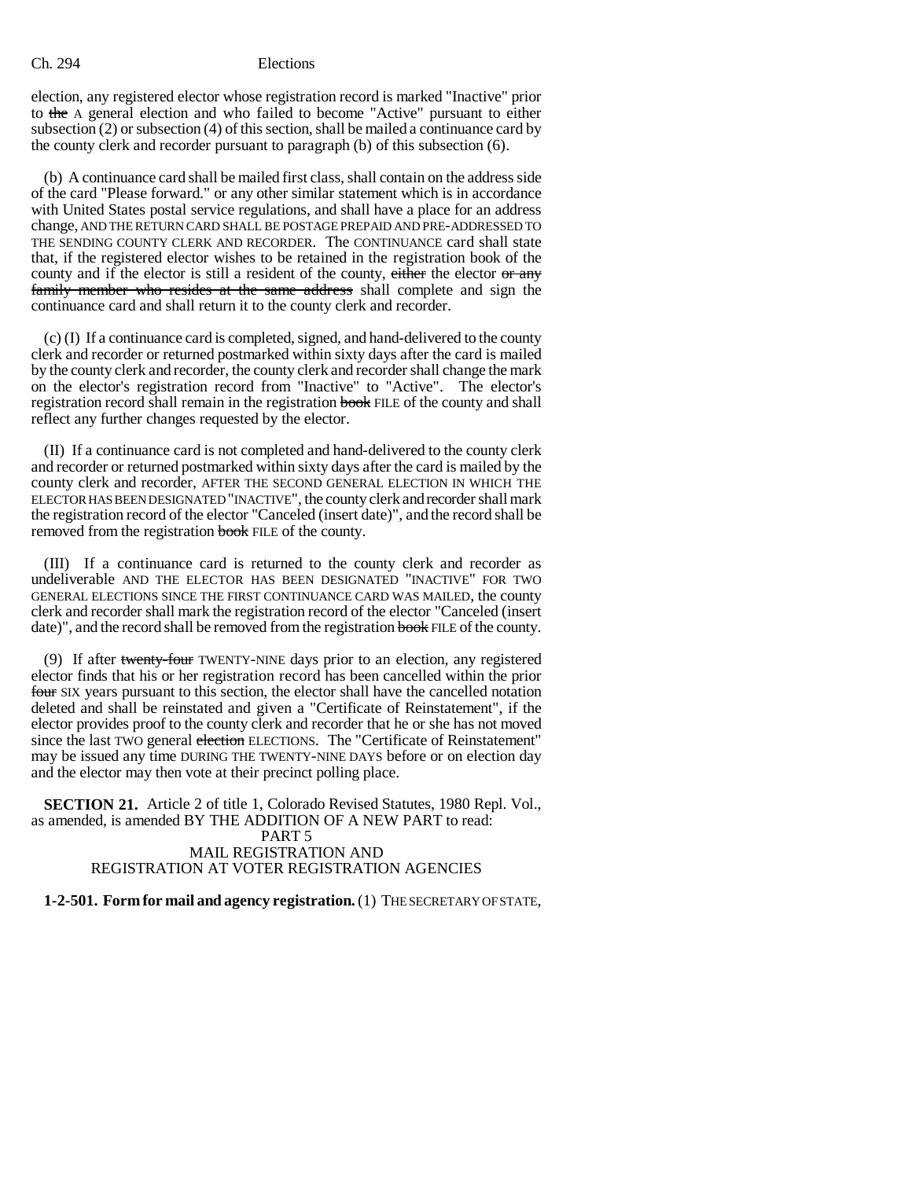election, any registered elector whose registration record is marked "Inactive" prior to ~~the~~ A general election and who failed to become "Active" pursuant to either subsection (2) or subsection (4) of this section, shall be mailed a continuance card by the county clerk and recorder pursuant to paragraph (b) of this subsection (6).

(b) A continuance card shall be mailed first class, shall contain on the address side of the card "Please forward." or any other similar statement which is in accordance with United States postal service regulations, and shall have a place for an address change, AND THE RETURN CARD SHALL BE POSTAGE PREPAID AND PRE-ADDRESSED TO THE SENDING COUNTY CLERK AND RECORDER. The CONTINUANCE card shall state that, if the registered elector wishes to be retained in the registration book of the county and if the elector is still a resident of the county, ~~either~~ the elector ~~or any family member who resides at the same address~~ shall complete and sign the continuance card and shall return it to the county clerk and recorder.

(c) (I) If a continuance card is completed, signed, and hand-delivered to the county clerk and recorder or returned postmarked within sixty days after the card is mailed by the county clerk and recorder, the county clerk and recorder shall change the mark on the elector's registration record from "Inactive" to "Active". The elector's registration record shall remain in the registration ~~book~~ FILE of the county and shall reflect any further changes requested by the elector.

(II) If a continuance card is not completed and hand-delivered to the county clerk and recorder or returned postmarked within sixty days after the card is mailed by the county clerk and recorder, AFTER THE SECOND GENERAL ELECTION IN WHICH THE ELECTOR HAS BEEN DESIGNATED "INACTIVE", the county clerk and recorder shall mark the registration record of the elector "Canceled (insert date)", and the record shall be removed from the registration ~~book~~ FILE of the county.

(III) If a continuance card is returned to the county clerk and recorder as undeliverable AND THE ELECTOR HAS BEEN DESIGNATED "INACTIVE" FOR TWO GENERAL ELECTIONS SINCE THE FIRST CONTINUANCE CARD WAS MAILED, the county clerk and recorder shall mark the registration record of the elector "Canceled (insert date)", and the record shall be removed from the registration ~~book~~ FILE of the county.

(9) If after ~~twenty-four~~ TWENTY-NINE days prior to an election, any registered elector finds that his or her registration record has been cancelled within the prior ~~four~~ SIX years pursuant to this section, the elector shall have the cancelled notation deleted and shall be reinstated and given a "Certificate of Reinstatement", if the elector provides proof to the county clerk and recorder that he or she has not moved since the last TWO general ~~election~~ ELECTIONS. The "Certificate of Reinstatement" may be issued any time DURING THE TWENTY-NINE DAYS before or on election day and the elector may then vote at their precinct polling place.

**SECTION 21.** Article 2 of title 1, Colorado Revised Statutes, 1980 Repl. Vol., as amended, is amended BY THE ADDITION OF A NEW PART to read:

PART 5
MAIL REGISTRATION AND
REGISTRATION AT VOTER REGISTRATION AGENCIES

**1-2-501. Form for mail and agency registration.** (1) THE SECRETARY OF STATE,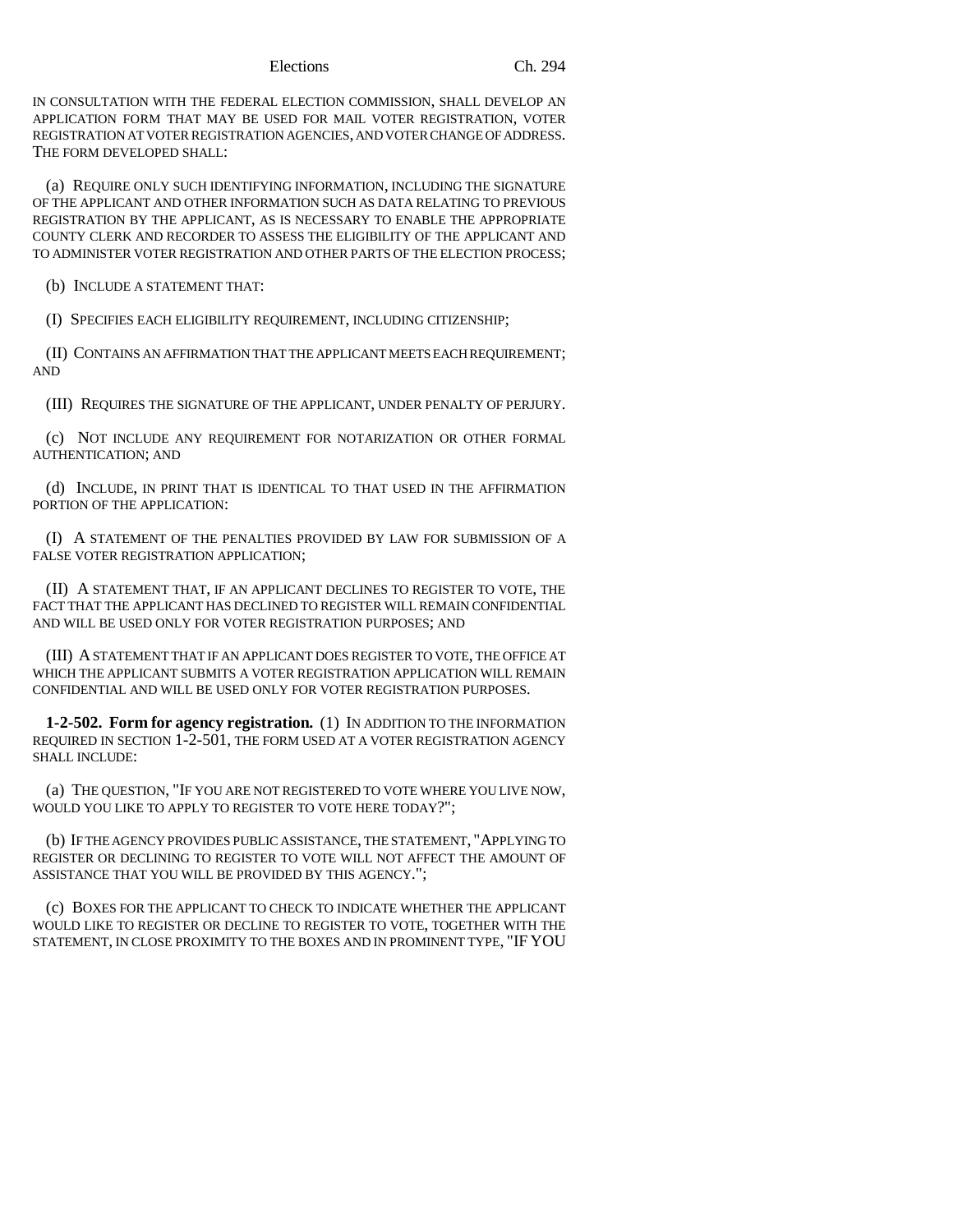IN CONSULTATION WITH THE FEDERAL ELECTION COMMISSION, SHALL DEVELOP AN APPLICATION FORM THAT MAY BE USED FOR MAIL VOTER REGISTRATION, VOTER REGISTRATION AT VOTER REGISTRATION AGENCIES, AND VOTER CHANGE OF ADDRESS. THE FORM DEVELOPED SHALL:

(a) REQUIRE ONLY SUCH IDENTIFYING INFORMATION, INCLUDING THE SIGNATURE OF THE APPLICANT AND OTHER INFORMATION SUCH AS DATA RELATING TO PREVIOUS REGISTRATION BY THE APPLICANT, AS IS NECESSARY TO ENABLE THE APPROPRIATE COUNTY CLERK AND RECORDER TO ASSESS THE ELIGIBILITY OF THE APPLICANT AND TO ADMINISTER VOTER REGISTRATION AND OTHER PARTS OF THE ELECTION PROCESS;

(b) INCLUDE A STATEMENT THAT:

(I) SPECIFIES EACH ELIGIBILITY REQUIREMENT, INCLUDING CITIZENSHIP;

(II) CONTAINS AN AFFIRMATION THAT THE APPLICANT MEETS EACH REQUIREMENT; AND

(III) REQUIRES THE SIGNATURE OF THE APPLICANT, UNDER PENALTY OF PERJURY.

(c) NOT INCLUDE ANY REQUIREMENT FOR NOTARIZATION OR OTHER FORMAL AUTHENTICATION; AND

(d) INCLUDE, IN PRINT THAT IS IDENTICAL TO THAT USED IN THE AFFIRMATION PORTION OF THE APPLICATION:

(I) A STATEMENT OF THE PENALTIES PROVIDED BY LAW FOR SUBMISSION OF A FALSE VOTER REGISTRATION APPLICATION;

(II) A STATEMENT THAT, IF AN APPLICANT DECLINES TO REGISTER TO VOTE, THE FACT THAT THE APPLICANT HAS DECLINED TO REGISTER WILL REMAIN CONFIDENTIAL AND WILL BE USED ONLY FOR VOTER REGISTRATION PURPOSES; AND

(III) A STATEMENT THAT IF AN APPLICANT DOES REGISTER TO VOTE, THE OFFICE AT WHICH THE APPLICANT SUBMITS A VOTER REGISTRATION APPLICATION WILL REMAIN CONFIDENTIAL AND WILL BE USED ONLY FOR VOTER REGISTRATION PURPOSES.

**1-2-502. Form for agency registration.** (1) IN ADDITION TO THE INFORMATION REQUIRED IN SECTION 1-2-501, THE FORM USED AT A VOTER REGISTRATION AGENCY SHALL INCLUDE:

(a) THE QUESTION, "IF YOU ARE NOT REGISTERED TO VOTE WHERE YOU LIVE NOW, WOULD YOU LIKE TO APPLY TO REGISTER TO VOTE HERE TODAY?";

(b) IF THE AGENCY PROVIDES PUBLIC ASSISTANCE, THE STATEMENT, "APPLYING TO REGISTER OR DECLINING TO REGISTER TO VOTE WILL NOT AFFECT THE AMOUNT OF ASSISTANCE THAT YOU WILL BE PROVIDED BY THIS AGENCY.";

(c) BOXES FOR THE APPLICANT TO CHECK TO INDICATE WHETHER THE APPLICANT WOULD LIKE TO REGISTER OR DECLINE TO REGISTER TO VOTE, TOGETHER WITH THE STATEMENT, IN CLOSE PROXIMITY TO THE BOXES AND IN PROMINENT TYPE, "IF YOU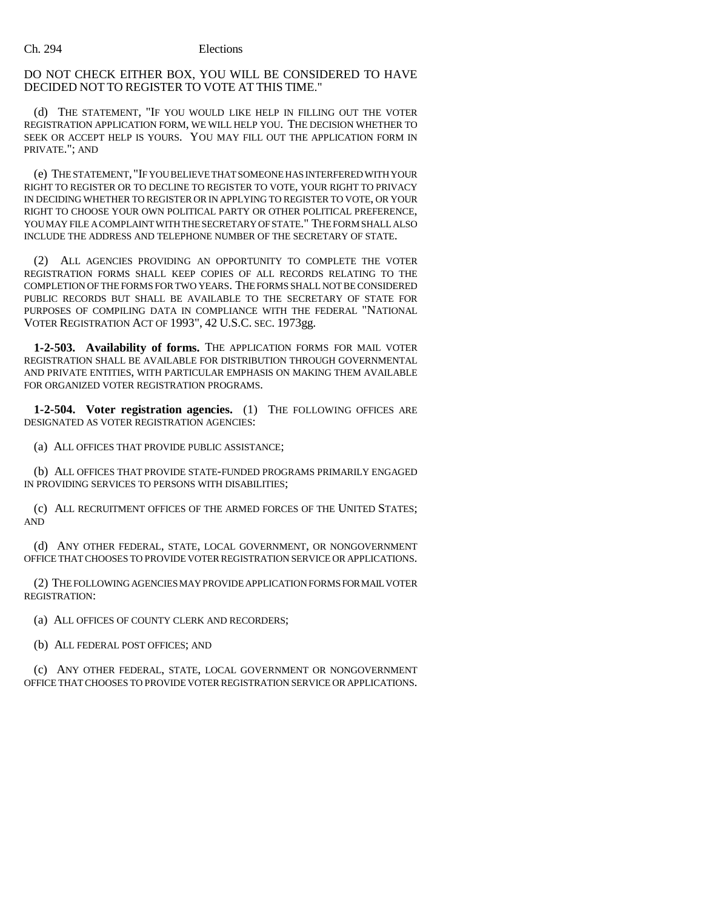DO NOT CHECK EITHER BOX, YOU WILL BE CONSIDERED TO HAVE DECIDED NOT TO REGISTER TO VOTE AT THIS TIME."

(d) THE STATEMENT, "IF YOU WOULD LIKE HELP IN FILLING OUT THE VOTER REGISTRATION APPLICATION FORM, WE WILL HELP YOU. THE DECISION WHETHER TO SEEK OR ACCEPT HELP IS YOURS. YOU MAY FILL OUT THE APPLICATION FORM IN PRIVATE."; AND

(e) THE STATEMENT, "IF YOU BELIEVE THAT SOMEONE HAS INTERFERED WITH YOUR RIGHT TO REGISTER OR TO DECLINE TO REGISTER TO VOTE, YOUR RIGHT TO PRIVACY IN DECIDING WHETHER TO REGISTER OR IN APPLYING TO REGISTER TO VOTE, OR YOUR RIGHT TO CHOOSE YOUR OWN POLITICAL PARTY OR OTHER POLITICAL PREFERENCE, YOU MAY FILE A COMPLAINT WITH THE SECRETARY OF STATE." THE FORM SHALL ALSO INCLUDE THE ADDRESS AND TELEPHONE NUMBER OF THE SECRETARY OF STATE.

(2) ALL AGENCIES PROVIDING AN OPPORTUNITY TO COMPLETE THE VOTER REGISTRATION FORMS SHALL KEEP COPIES OF ALL RECORDS RELATING TO THE COMPLETION OF THE FORMS FOR TWO YEARS. THE FORMS SHALL NOT BE CONSIDERED PUBLIC RECORDS BUT SHALL BE AVAILABLE TO THE SECRETARY OF STATE FOR PURPOSES OF COMPILING DATA IN COMPLIANCE WITH THE FEDERAL "NATIONAL VOTER REGISTRATION ACT OF 1993", 42 U.S.C. SEC. 1973gg.

**1-2-503. Availability of forms.** THE APPLICATION FORMS FOR MAIL VOTER REGISTRATION SHALL BE AVAILABLE FOR DISTRIBUTION THROUGH GOVERNMENTAL AND PRIVATE ENTITIES, WITH PARTICULAR EMPHASIS ON MAKING THEM AVAILABLE FOR ORGANIZED VOTER REGISTRATION PROGRAMS.

**1-2-504. Voter registration agencies.** (1) THE FOLLOWING OFFICES ARE DESIGNATED AS VOTER REGISTRATION AGENCIES:

(a) ALL OFFICES THAT PROVIDE PUBLIC ASSISTANCE;

(b) ALL OFFICES THAT PROVIDE STATE-FUNDED PROGRAMS PRIMARILY ENGAGED IN PROVIDING SERVICES TO PERSONS WITH DISABILITIES;

(c) ALL RECRUITMENT OFFICES OF THE ARMED FORCES OF THE UNITED STATES; AND

(d) ANY OTHER FEDERAL, STATE, LOCAL GOVERNMENT, OR NONGOVERNMENT OFFICE THAT CHOOSES TO PROVIDE VOTER REGISTRATION SERVICE OR APPLICATIONS.

(2) THE FOLLOWING AGENCIES MAY PROVIDE APPLICATION FORMS FOR MAIL VOTER REGISTRATION:

(a) ALL OFFICES OF COUNTY CLERK AND RECORDERS;

(b) ALL FEDERAL POST OFFICES; AND

(c) ANY OTHER FEDERAL, STATE, LOCAL GOVERNMENT OR NONGOVERNMENT OFFICE THAT CHOOSES TO PROVIDE VOTER REGISTRATION SERVICE OR APPLICATIONS.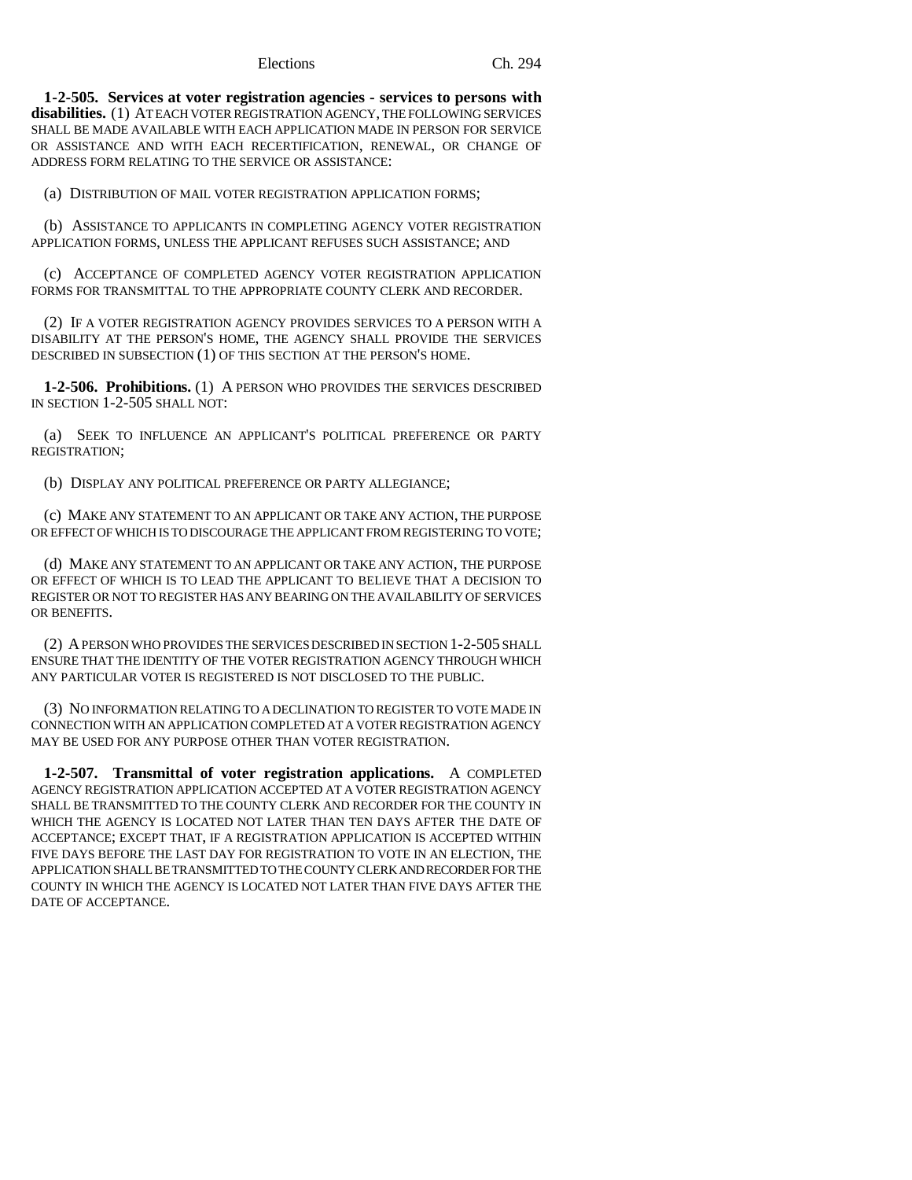**1-2-505. Services at voter registration agencies - services to persons with disabilities.** (1) AT EACH VOTER REGISTRATION AGENCY, THE FOLLOWING SERVICES SHALL BE MADE AVAILABLE WITH EACH APPLICATION MADE IN PERSON FOR SERVICE OR ASSISTANCE AND WITH EACH RECERTIFICATION, RENEWAL, OR CHANGE OF ADDRESS FORM RELATING TO THE SERVICE OR ASSISTANCE:

(a) DISTRIBUTION OF MAIL VOTER REGISTRATION APPLICATION FORMS;

(b) ASSISTANCE TO APPLICANTS IN COMPLETING AGENCY VOTER REGISTRATION APPLICATION FORMS, UNLESS THE APPLICANT REFUSES SUCH ASSISTANCE; AND

(c) ACCEPTANCE OF COMPLETED AGENCY VOTER REGISTRATION APPLICATION FORMS FOR TRANSMITTAL TO THE APPROPRIATE COUNTY CLERK AND RECORDER.

(2) IF A VOTER REGISTRATION AGENCY PROVIDES SERVICES TO A PERSON WITH A DISABILITY AT THE PERSON'S HOME, THE AGENCY SHALL PROVIDE THE SERVICES DESCRIBED IN SUBSECTION (1) OF THIS SECTION AT THE PERSON'S HOME.

**1-2-506. Prohibitions.** (1) A PERSON WHO PROVIDES THE SERVICES DESCRIBED IN SECTION 1-2-505 SHALL NOT:

(a) SEEK TO INFLUENCE AN APPLICANT'S POLITICAL PREFERENCE OR PARTY REGISTRATION;

(b) DISPLAY ANY POLITICAL PREFERENCE OR PARTY ALLEGIANCE;

(c) MAKE ANY STATEMENT TO AN APPLICANT OR TAKE ANY ACTION, THE PURPOSE OR EFFECT OF WHICH IS TO DISCOURAGE THE APPLICANT FROM REGISTERING TO VOTE;

(d) MAKE ANY STATEMENT TO AN APPLICANT OR TAKE ANY ACTION, THE PURPOSE OR EFFECT OF WHICH IS TO LEAD THE APPLICANT TO BELIEVE THAT A DECISION TO REGISTER OR NOT TO REGISTER HAS ANY BEARING ON THE AVAILABILITY OF SERVICES OR BENEFITS.

(2) A PERSON WHO PROVIDES THE SERVICES DESCRIBED IN SECTION 1-2-505 SHALL ENSURE THAT THE IDENTITY OF THE VOTER REGISTRATION AGENCY THROUGH WHICH ANY PARTICULAR VOTER IS REGISTERED IS NOT DISCLOSED TO THE PUBLIC.

(3) NO INFORMATION RELATING TO A DECLINATION TO REGISTER TO VOTE MADE IN CONNECTION WITH AN APPLICATION COMPLETED AT A VOTER REGISTRATION AGENCY MAY BE USED FOR ANY PURPOSE OTHER THAN VOTER REGISTRATION.

**1-2-507. Transmittal of voter registration applications.** A COMPLETED AGENCY REGISTRATION APPLICATION ACCEPTED AT A VOTER REGISTRATION AGENCY SHALL BE TRANSMITTED TO THE COUNTY CLERK AND RECORDER FOR THE COUNTY IN WHICH THE AGENCY IS LOCATED NOT LATER THAN TEN DAYS AFTER THE DATE OF ACCEPTANCE; EXCEPT THAT, IF A REGISTRATION APPLICATION IS ACCEPTED WITHIN FIVE DAYS BEFORE THE LAST DAY FOR REGISTRATION TO VOTE IN AN ELECTION, THE APPLICATION SHALL BE TRANSMITTED TO THE COUNTY CLERK AND RECORDER FOR THE COUNTY IN WHICH THE AGENCY IS LOCATED NOT LATER THAN FIVE DAYS AFTER THE DATE OF ACCEPTANCE.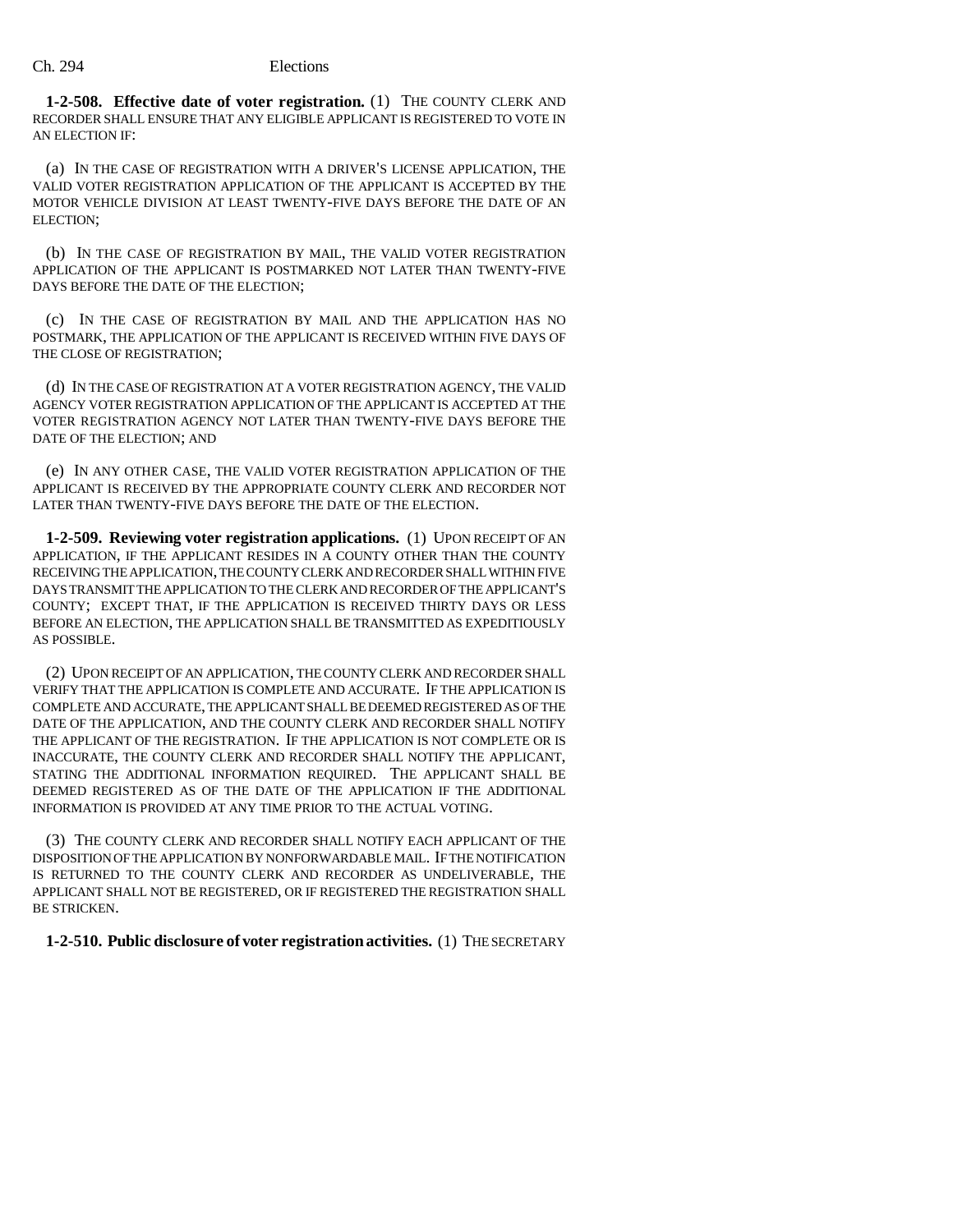**1-2-508. Effective date of voter registration.** (1) THE COUNTY CLERK AND RECORDER SHALL ENSURE THAT ANY ELIGIBLE APPLICANT IS REGISTERED TO VOTE IN AN ELECTION IF:

(a) IN THE CASE OF REGISTRATION WITH A DRIVER'S LICENSE APPLICATION, THE VALID VOTER REGISTRATION APPLICATION OF THE APPLICANT IS ACCEPTED BY THE MOTOR VEHICLE DIVISION AT LEAST TWENTY-FIVE DAYS BEFORE THE DATE OF AN ELECTION;

(b) IN THE CASE OF REGISTRATION BY MAIL, THE VALID VOTER REGISTRATION APPLICATION OF THE APPLICANT IS POSTMARKED NOT LATER THAN TWENTY-FIVE DAYS BEFORE THE DATE OF THE ELECTION;

(c) IN THE CASE OF REGISTRATION BY MAIL AND THE APPLICATION HAS NO POSTMARK, THE APPLICATION OF THE APPLICANT IS RECEIVED WITHIN FIVE DAYS OF THE CLOSE OF REGISTRATION;

(d) IN THE CASE OF REGISTRATION AT A VOTER REGISTRATION AGENCY, THE VALID AGENCY VOTER REGISTRATION APPLICATION OF THE APPLICANT IS ACCEPTED AT THE VOTER REGISTRATION AGENCY NOT LATER THAN TWENTY-FIVE DAYS BEFORE THE DATE OF THE ELECTION; AND

(e) IN ANY OTHER CASE, THE VALID VOTER REGISTRATION APPLICATION OF THE APPLICANT IS RECEIVED BY THE APPROPRIATE COUNTY CLERK AND RECORDER NOT LATER THAN TWENTY-FIVE DAYS BEFORE THE DATE OF THE ELECTION.

**1-2-509. Reviewing voter registration applications.** (1) UPON RECEIPT OF AN APPLICATION, IF THE APPLICANT RESIDES IN A COUNTY OTHER THAN THE COUNTY RECEIVING THE APPLICATION, THE COUNTY CLERK AND RECORDER SHALL WITHIN FIVE DAYS TRANSMIT THE APPLICATION TO THE CLERK AND RECORDER OF THE APPLICANT'S COUNTY; EXCEPT THAT, IF THE APPLICATION IS RECEIVED THIRTY DAYS OR LESS BEFORE AN ELECTION, THE APPLICATION SHALL BE TRANSMITTED AS EXPEDITIOUSLY AS POSSIBLE.

(2) UPON RECEIPT OF AN APPLICATION, THE COUNTY CLERK AND RECORDER SHALL VERIFY THAT THE APPLICATION IS COMPLETE AND ACCURATE. IF THE APPLICATION IS COMPLETE AND ACCURATE, THE APPLICANT SHALL BE DEEMED REGISTERED AS OF THE DATE OF THE APPLICATION, AND THE COUNTY CLERK AND RECORDER SHALL NOTIFY THE APPLICANT OF THE REGISTRATION. IF THE APPLICATION IS NOT COMPLETE OR IS INACCURATE, THE COUNTY CLERK AND RECORDER SHALL NOTIFY THE APPLICANT, STATING THE ADDITIONAL INFORMATION REQUIRED. THE APPLICANT SHALL BE DEEMED REGISTERED AS OF THE DATE OF THE APPLICATION IF THE ADDITIONAL INFORMATION IS PROVIDED AT ANY TIME PRIOR TO THE ACTUAL VOTING.

(3) THE COUNTY CLERK AND RECORDER SHALL NOTIFY EACH APPLICANT OF THE DISPOSITION OF THE APPLICATION BY NONFORWARDABLE MAIL. IF THE NOTIFICATION IS RETURNED TO THE COUNTY CLERK AND RECORDER AS UNDELIVERABLE, THE APPLICANT SHALL NOT BE REGISTERED, OR IF REGISTERED THE REGISTRATION SHALL BE STRICKEN.

**1-2-510. Public disclosure of voter registration activities.** (1) THE SECRETARY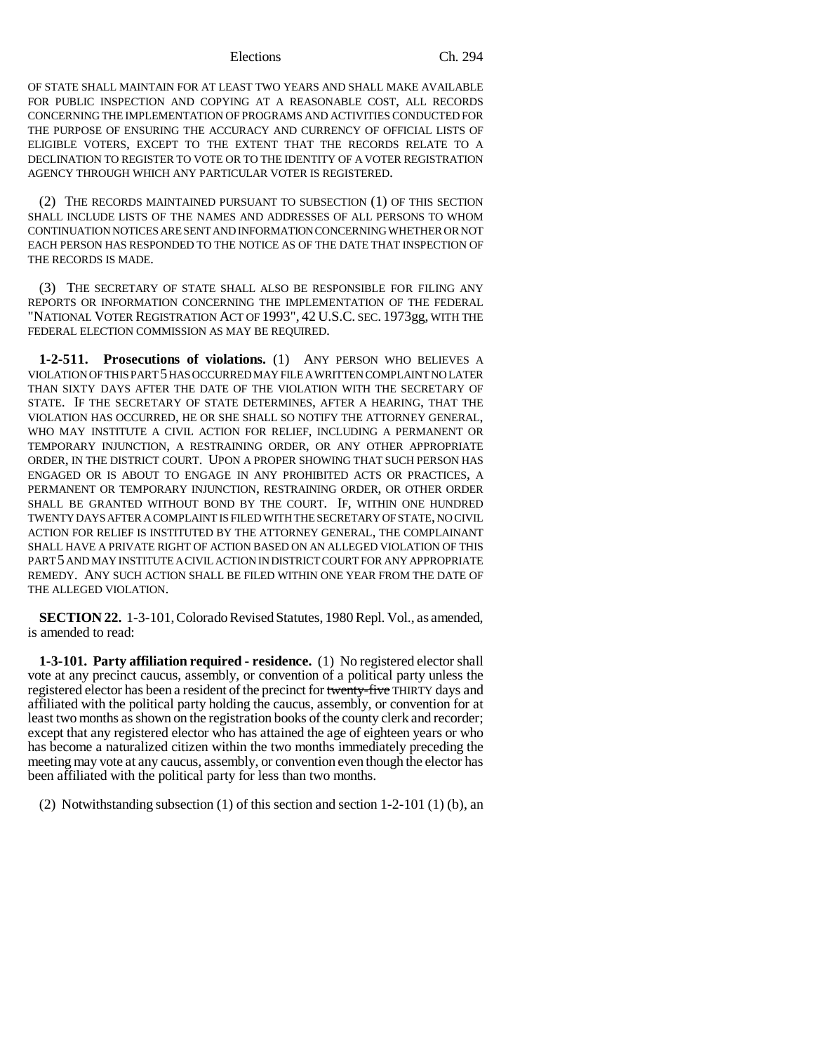OF STATE SHALL MAINTAIN FOR AT LEAST TWO YEARS AND SHALL MAKE AVAILABLE FOR PUBLIC INSPECTION AND COPYING AT A REASONABLE COST, ALL RECORDS CONCERNING THE IMPLEMENTATION OF PROGRAMS AND ACTIVITIES CONDUCTED FOR THE PURPOSE OF ENSURING THE ACCURACY AND CURRENCY OF OFFICIAL LISTS OF ELIGIBLE VOTERS, EXCEPT TO THE EXTENT THAT THE RECORDS RELATE TO A DECLINATION TO REGISTER TO VOTE OR TO THE IDENTITY OF A VOTER REGISTRATION AGENCY THROUGH WHICH ANY PARTICULAR VOTER IS REGISTERED.

(2) THE RECORDS MAINTAINED PURSUANT TO SUBSECTION (1) OF THIS SECTION SHALL INCLUDE LISTS OF THE NAMES AND ADDRESSES OF ALL PERSONS TO WHOM CONTINUATION NOTICES ARE SENT AND INFORMATION CONCERNING WHETHER OR NOT EACH PERSON HAS RESPONDED TO THE NOTICE AS OF THE DATE THAT INSPECTION OF THE RECORDS IS MADE.

(3) THE SECRETARY OF STATE SHALL ALSO BE RESPONSIBLE FOR FILING ANY REPORTS OR INFORMATION CONCERNING THE IMPLEMENTATION OF THE FEDERAL "NATIONAL VOTER REGISTRATION ACT OF 1993", 42 U.S.C. SEC. 1973gg, WITH THE FEDERAL ELECTION COMMISSION AS MAY BE REQUIRED.

**1-2-511. Prosecutions of violations.** (1) ANY PERSON WHO BELIEVES A VIOLATION OF THIS PART 5 HAS OCCURRED MAY FILE A WRITTEN COMPLAINT NO LATER THAN SIXTY DAYS AFTER THE DATE OF THE VIOLATION WITH THE SECRETARY OF STATE. IF THE SECRETARY OF STATE DETERMINES, AFTER A HEARING, THAT THE VIOLATION HAS OCCURRED, HE OR SHE SHALL SO NOTIFY THE ATTORNEY GENERAL, WHO MAY INSTITUTE A CIVIL ACTION FOR RELIEF, INCLUDING A PERMANENT OR TEMPORARY INJUNCTION, A RESTRAINING ORDER, OR ANY OTHER APPROPRIATE ORDER, IN THE DISTRICT COURT. UPON A PROPER SHOWING THAT SUCH PERSON HAS ENGAGED OR IS ABOUT TO ENGAGE IN ANY PROHIBITED ACTS OR PRACTICES, A PERMANENT OR TEMPORARY INJUNCTION, RESTRAINING ORDER, OR OTHER ORDER SHALL BE GRANTED WITHOUT BOND BY THE COURT. IF, WITHIN ONE HUNDRED TWENTY DAYS AFTER A COMPLAINT IS FILED WITH THE SECRETARY OF STATE, NO CIVIL ACTION FOR RELIEF IS INSTITUTED BY THE ATTORNEY GENERAL, THE COMPLAINANT SHALL HAVE A PRIVATE RIGHT OF ACTION BASED ON AN ALLEGED VIOLATION OF THIS PART 5 AND MAY INSTITUTE A CIVIL ACTION IN DISTRICT COURT FOR ANY APPROPRIATE REMEDY. ANY SUCH ACTION SHALL BE FILED WITHIN ONE YEAR FROM THE DATE OF THE ALLEGED VIOLATION.

**SECTION 22.** 1-3-101, Colorado Revised Statutes, 1980 Repl. Vol., as amended, is amended to read:

**1-3-101. Party affiliation required - residence.** (1) No registered elector shall vote at any precinct caucus, assembly, or convention of a political party unless the registered elector has been a resident of the precinct for ~~twenty-five~~ THIRTY days and affiliated with the political party holding the caucus, assembly, or convention for at least two months as shown on the registration books of the county clerk and recorder; except that any registered elector who has attained the age of eighteen years or who has become a naturalized citizen within the two months immediately preceding the meeting may vote at any caucus, assembly, or convention even though the elector has been affiliated with the political party for less than two months.

(2) Notwithstanding subsection (1) of this section and section 1-2-101 (1) (b), an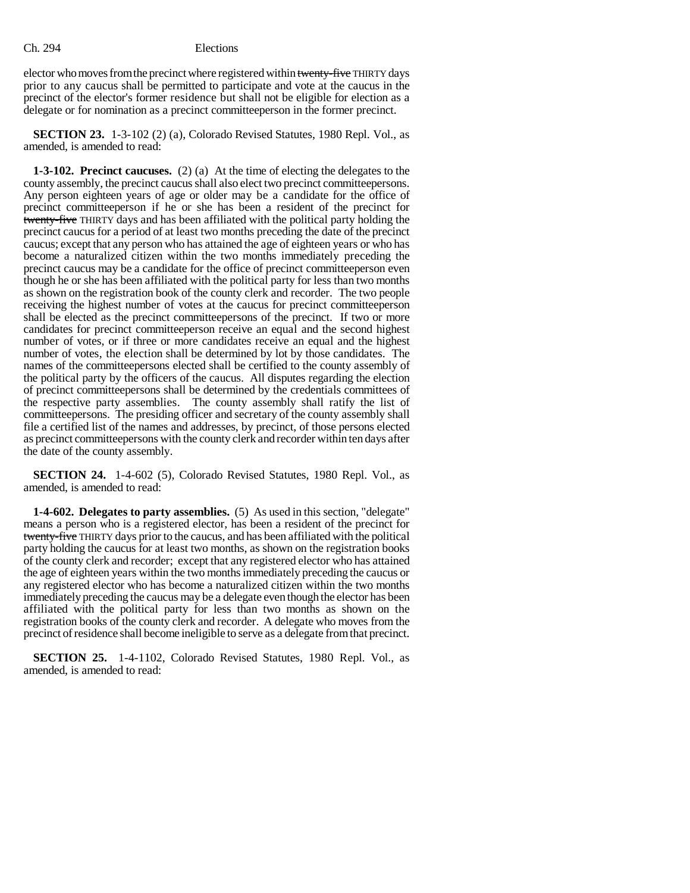elector who moves from the precinct where registered within ~~twenty-five~~ THIRTY days prior to any caucus shall be permitted to participate and vote at the caucus in the precinct of the elector's former residence but shall not be eligible for election as a delegate or for nomination as a precinct committeeperson in the former precinct.

**SECTION 23.** 1-3-102 (2) (a), Colorado Revised Statutes, 1980 Repl. Vol., as amended, is amended to read:

**1-3-102. Precinct caucuses.** (2) (a) At the time of electing the delegates to the county assembly, the precinct caucus shall also elect two precinct committeepersons. Any person eighteen years of age or older may be a candidate for the office of precinct committeeperson if he or she has been a resident of the precinct for ~~twenty-five~~ THIRTY days and has been affiliated with the political party holding the precinct caucus for a period of at least two months preceding the date of the precinct caucus; except that any person who has attained the age of eighteen years or who has become a naturalized citizen within the two months immediately preceding the precinct caucus may be a candidate for the office of precinct committeeperson even though he or she has been affiliated with the political party for less than two months as shown on the registration book of the county clerk and recorder. The two people receiving the highest number of votes at the caucus for precinct committeeperson shall be elected as the precinct committeepersons of the precinct. If two or more candidates for precinct committeeperson receive an equal and the second highest number of votes, or if three or more candidates receive an equal and the highest number of votes, the election shall be determined by lot by those candidates. The names of the committeepersons elected shall be certified to the county assembly of the political party by the officers of the caucus. All disputes regarding the election of precinct committeepersons shall be determined by the credentials committees of the respective party assemblies. The county assembly shall ratify the list of committeepersons. The presiding officer and secretary of the county assembly shall file a certified list of the names and addresses, by precinct, of those persons elected as precinct committeepersons with the county clerk and recorder within ten days after the date of the county assembly.

**SECTION 24.** 1-4-602 (5), Colorado Revised Statutes, 1980 Repl. Vol., as amended, is amended to read:

**1-4-602. Delegates to party assemblies.** (5) As used in this section, "delegate" means a person who is a registered elector, has been a resident of the precinct for ~~twenty-five~~ THIRTY days prior to the caucus, and has been affiliated with the political party holding the caucus for at least two months, as shown on the registration books of the county clerk and recorder; except that any registered elector who has attained the age of eighteen years within the two months immediately preceding the caucus or any registered elector who has become a naturalized citizen within the two months immediately preceding the caucus may be a delegate even though the elector has been affiliated with the political party for less than two months as shown on the registration books of the county clerk and recorder. A delegate who moves from the precinct of residence shall become ineligible to serve as a delegate from that precinct.

**SECTION 25.** 1-4-1102, Colorado Revised Statutes, 1980 Repl. Vol., as amended, is amended to read: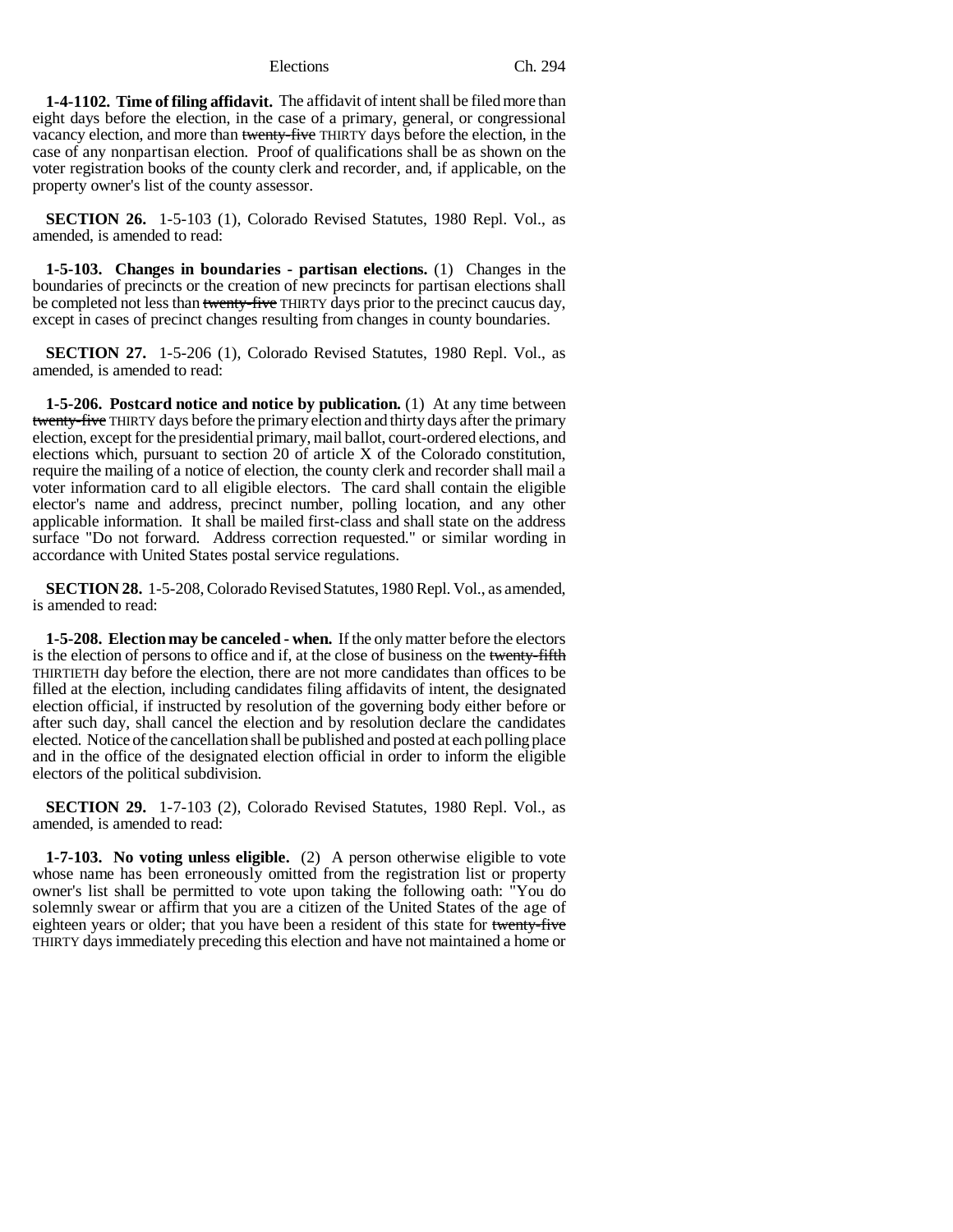**1-4-1102. Time of filing affidavit.** The affidavit of intent shall be filed more than eight days before the election, in the case of a primary, general, or congressional vacancy election, and more than ~~twenty-five~~ THIRTY days before the election, in the case of any nonpartisan election. Proof of qualifications shall be as shown on the voter registration books of the county clerk and recorder, and, if applicable, on the property owner's list of the county assessor.

**SECTION 26.** 1-5-103 (1), Colorado Revised Statutes, 1980 Repl. Vol., as amended, is amended to read:

**1-5-103. Changes in boundaries - partisan elections.** (1) Changes in the boundaries of precincts or the creation of new precincts for partisan elections shall be completed not less than ~~twenty-five~~ THIRTY days prior to the precinct caucus day, except in cases of precinct changes resulting from changes in county boundaries.

**SECTION 27.** 1-5-206 (1), Colorado Revised Statutes, 1980 Repl. Vol., as amended, is amended to read:

**1-5-206. Postcard notice and notice by publication.** (1) At any time between ~~twenty-five~~ THIRTY days before the primary election and thirty days after the primary election, except for the presidential primary, mail ballot, court-ordered elections, and elections which, pursuant to section 20 of article X of the Colorado constitution, require the mailing of a notice of election, the county clerk and recorder shall mail a voter information card to all eligible electors. The card shall contain the eligible elector's name and address, precinct number, polling location, and any other applicable information. It shall be mailed first-class and shall state on the address surface "Do not forward. Address correction requested." or similar wording in accordance with United States postal service regulations.

**SECTION 28.** 1-5-208, Colorado Revised Statutes, 1980 Repl. Vol., as amended, is amended to read:

**1-5-208. Election may be canceled - when.** If the only matter before the electors is the election of persons to office and if, at the close of business on the ~~twenty-fifth~~ THIRTIETH day before the election, there are not more candidates than offices to be filled at the election, including candidates filing affidavits of intent, the designated election official, if instructed by resolution of the governing body either before or after such day, shall cancel the election and by resolution declare the candidates elected. Notice of the cancellation shall be published and posted at each polling place and in the office of the designated election official in order to inform the eligible electors of the political subdivision.

**SECTION 29.** 1-7-103 (2), Colorado Revised Statutes, 1980 Repl. Vol., as amended, is amended to read:

**1-7-103. No voting unless eligible.** (2) A person otherwise eligible to vote whose name has been erroneously omitted from the registration list or property owner's list shall be permitted to vote upon taking the following oath: "You do solemnly swear or affirm that you are a citizen of the United States of the age of eighteen years or older; that you have been a resident of this state for ~~twenty-five~~ THIRTY days immediately preceding this election and have not maintained a home or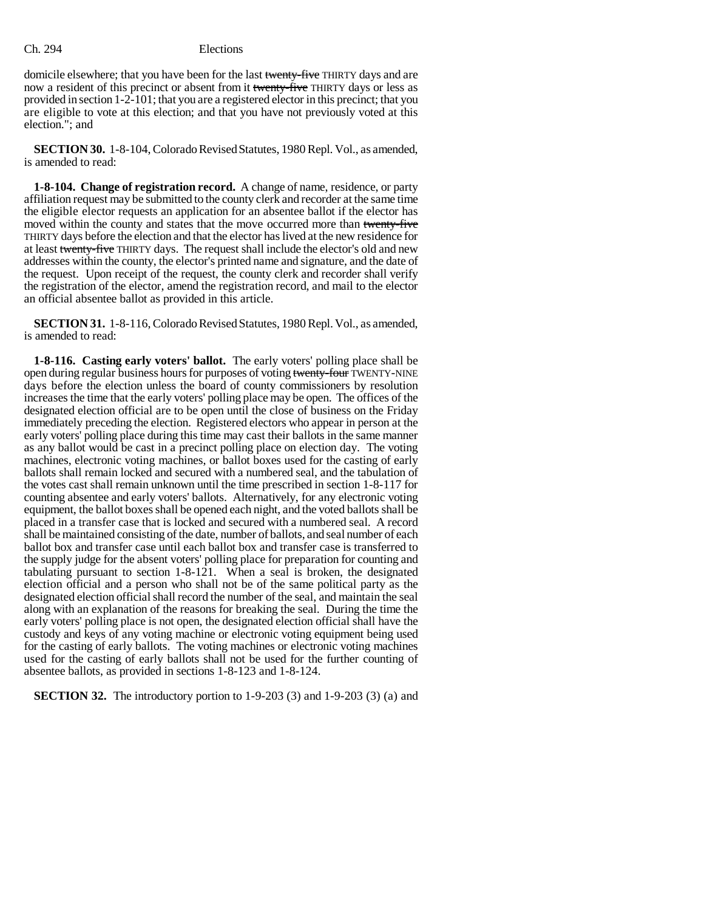domicile elsewhere; that you have been for the last ~~twenty-five~~ THIRTY days and are now a resident of this precinct or absent from it ~~twenty-five~~ THIRTY days or less as provided in section 1-2-101; that you are a registered elector in this precinct; that you are eligible to vote at this election; and that you have not previously voted at this election."; and

**SECTION 30.** 1-8-104, Colorado Revised Statutes, 1980 Repl. Vol., as amended, is amended to read:

**1-8-104. Change of registration record.** A change of name, residence, or party affiliation request may be submitted to the county clerk and recorder at the same time the eligible elector requests an application for an absentee ballot if the elector has moved within the county and states that the move occurred more than ~~twenty-five~~ THIRTY days before the election and that the elector has lived at the new residence for at least ~~twenty-five~~ THIRTY days. The request shall include the elector's old and new addresses within the county, the elector's printed name and signature, and the date of the request. Upon receipt of the request, the county clerk and recorder shall verify the registration of the elector, amend the registration record, and mail to the elector an official absentee ballot as provided in this article.

**SECTION 31.** 1-8-116, Colorado Revised Statutes, 1980 Repl. Vol., as amended, is amended to read:

**1-8-116. Casting early voters' ballot.** The early voters' polling place shall be open during regular business hours for purposes of voting ~~twenty-four~~ TWENTY-NINE days before the election unless the board of county commissioners by resolution increases the time that the early voters' polling place may be open. The offices of the designated election official are to be open until the close of business on the Friday immediately preceding the election. Registered electors who appear in person at the early voters' polling place during this time may cast their ballots in the same manner as any ballot would be cast in a precinct polling place on election day. The voting machines, electronic voting machines, or ballot boxes used for the casting of early ballots shall remain locked and secured with a numbered seal, and the tabulation of the votes cast shall remain unknown until the time prescribed in section 1-8-117 for counting absentee and early voters' ballots. Alternatively, for any electronic voting equipment, the ballot boxes shall be opened each night, and the voted ballots shall be placed in a transfer case that is locked and secured with a numbered seal. A record shall be maintained consisting of the date, number of ballots, and seal number of each ballot box and transfer case until each ballot box and transfer case is transferred to the supply judge for the absent voters' polling place for preparation for counting and tabulating pursuant to section 1-8-121. When a seal is broken, the designated election official and a person who shall not be of the same political party as the designated election official shall record the number of the seal, and maintain the seal along with an explanation of the reasons for breaking the seal. During the time the early voters' polling place is not open, the designated election official shall have the custody and keys of any voting machine or electronic voting equipment being used for the casting of early ballots. The voting machines or electronic voting machines used for the casting of early ballots shall not be used for the further counting of absentee ballots, as provided in sections 1-8-123 and 1-8-124.

**SECTION 32.** The introductory portion to 1-9-203 (3) and 1-9-203 (3) (a) and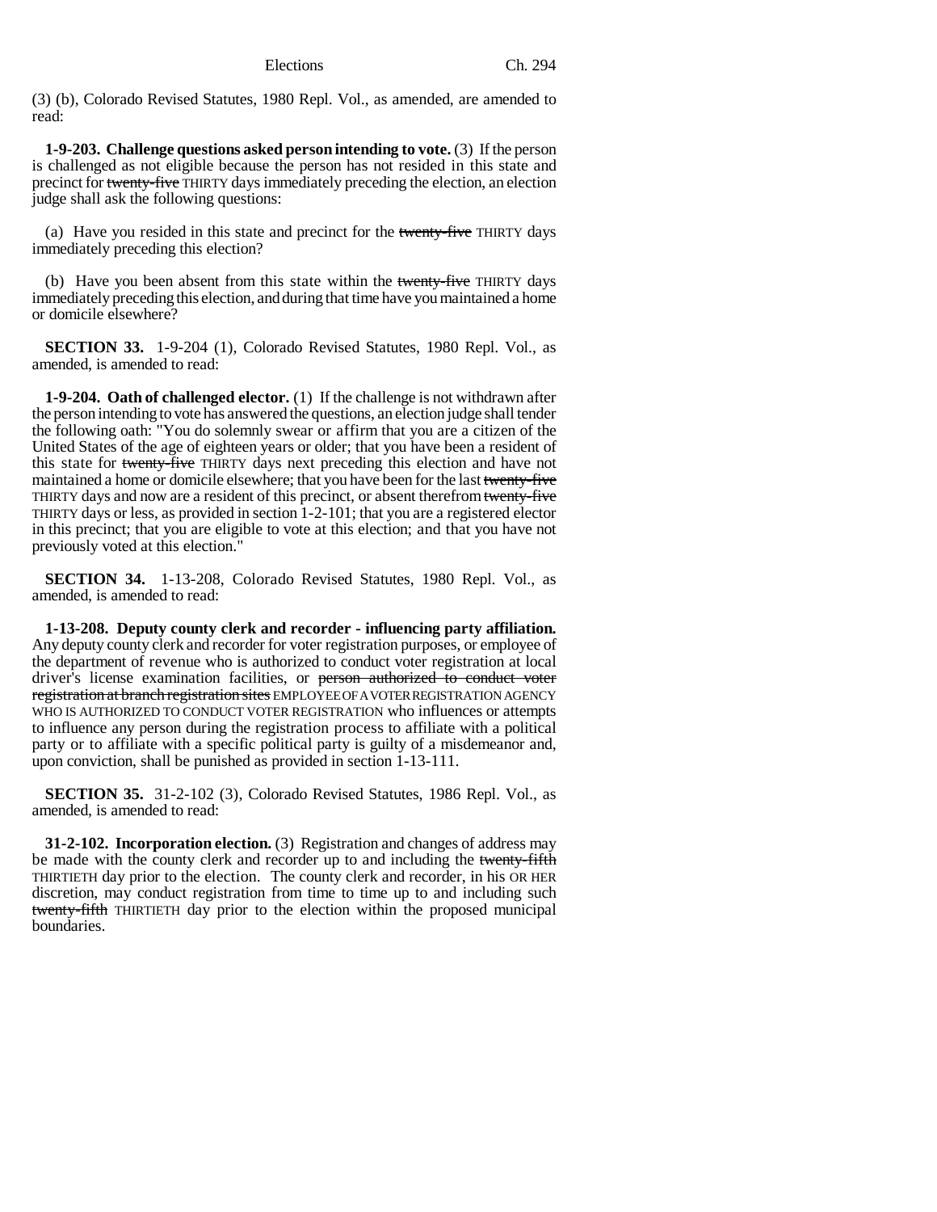(3) (b), Colorado Revised Statutes, 1980 Repl. Vol., as amended, are amended to read:

**1-9-203. Challenge questions asked person intending to vote.** (3) If the person is challenged as not eligible because the person has not resided in this state and precinct for ~~twenty-five~~ THIRTY days immediately preceding the election, an election judge shall ask the following questions:

(a) Have you resided in this state and precinct for the ~~twenty-five~~ THIRTY days immediately preceding this election?

(b) Have you been absent from this state within the ~~twenty-five~~ THIRTY days immediately preceding this election, and during that time have you maintained a home or domicile elsewhere?

**SECTION 33.** 1-9-204 (1), Colorado Revised Statutes, 1980 Repl. Vol., as amended, is amended to read:

**1-9-204. Oath of challenged elector.** (1) If the challenge is not withdrawn after the person intending to vote has answered the questions, an election judge shall tender the following oath: "You do solemnly swear or affirm that you are a citizen of the United States of the age of eighteen years or older; that you have been a resident of this state for ~~twenty-five~~ THIRTY days next preceding this election and have not maintained a home or domicile elsewhere; that you have been for the last ~~twenty-five~~ THIRTY days and now are a resident of this precinct, or absent therefrom ~~twenty-five~~ THIRTY days or less, as provided in section 1-2-101; that you are a registered elector in this precinct; that you are eligible to vote at this election; and that you have not previously voted at this election."

**SECTION 34.** 1-13-208, Colorado Revised Statutes, 1980 Repl. Vol., as amended, is amended to read:

**1-13-208. Deputy county clerk and recorder - influencing party affiliation.** Any deputy county clerk and recorder for voter registration purposes, or employee of the department of revenue who is authorized to conduct voter registration at local driver's license examination facilities, or ~~person authorized to conduct voter registration at branch registration sites~~ EMPLOYEE OF A VOTER REGISTRATION AGENCY WHO IS AUTHORIZED TO CONDUCT VOTER REGISTRATION who influences or attempts to influence any person during the registration process to affiliate with a political party or to affiliate with a specific political party is guilty of a misdemeanor and, upon conviction, shall be punished as provided in section 1-13-111.

**SECTION 35.** 31-2-102 (3), Colorado Revised Statutes, 1986 Repl. Vol., as amended, is amended to read:

**31-2-102. Incorporation election.** (3) Registration and changes of address may be made with the county clerk and recorder up to and including the ~~twenty-fifth~~ THIRTIETH day prior to the election. The county clerk and recorder, in his OR HER discretion, may conduct registration from time to time up to and including such ~~twenty-fifth~~ THIRTIETH day prior to the election within the proposed municipal boundaries.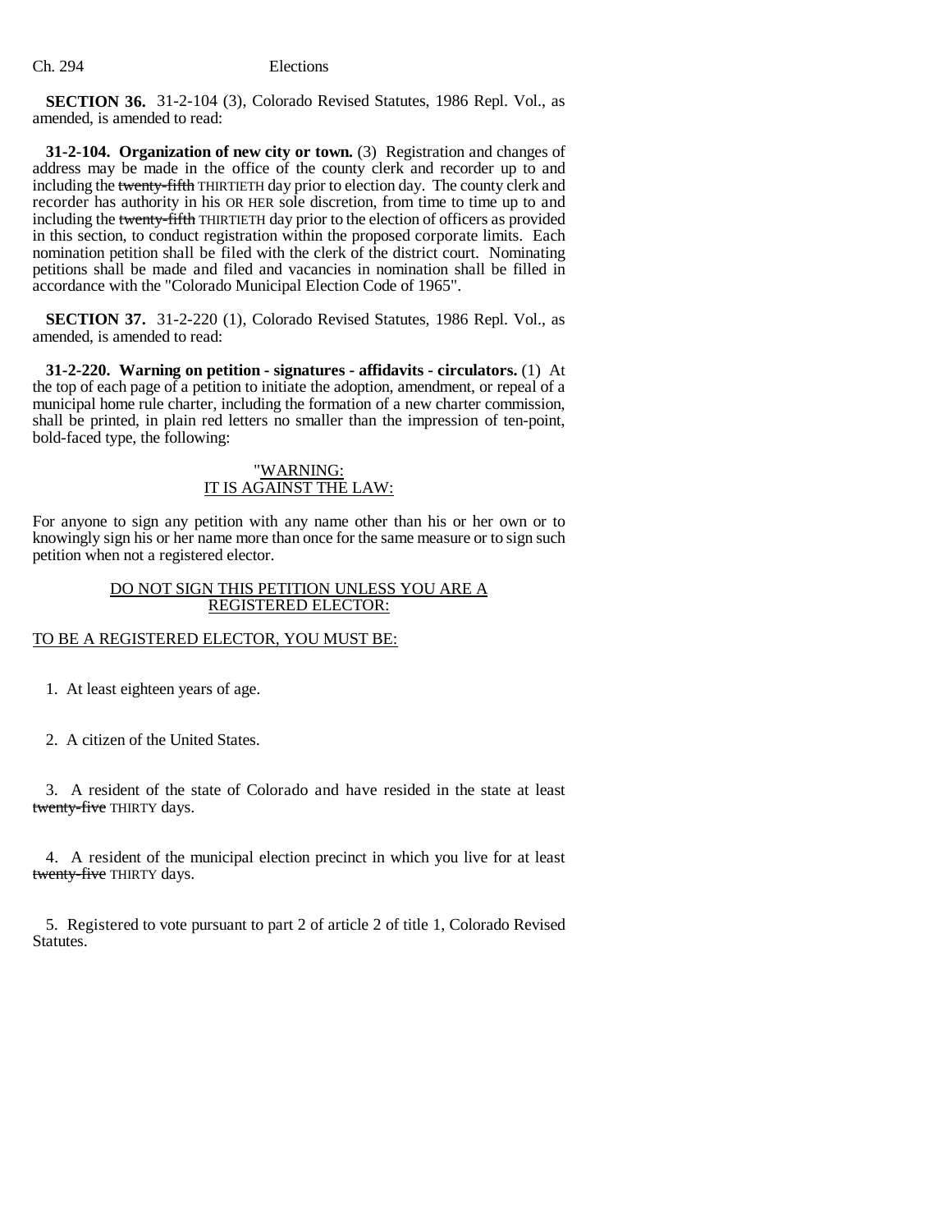**SECTION 36.** 31-2-104 (3), Colorado Revised Statutes, 1986 Repl. Vol., as amended, is amended to read:

**31-2-104. Organization of new city or town.** (3) Registration and changes of address may be made in the office of the county clerk and recorder up to and including the ~~twenty-fifth~~ THIRTIETH day prior to election day. The county clerk and recorder has authority in his OR HER sole discretion, from time to time up to and including the ~~twenty-fifth~~ THIRTIETH day prior to the election of officers as provided in this section, to conduct registration within the proposed corporate limits. Each nomination petition shall be filed with the clerk of the district court. Nominating petitions shall be made and filed and vacancies in nomination shall be filled in accordance with the "Colorado Municipal Election Code of 1965".

**SECTION 37.** 31-2-220 (1), Colorado Revised Statutes, 1986 Repl. Vol., as amended, is amended to read:

**31-2-220. Warning on petition - signatures - affidavits - circulators.** (1) At the top of each page of a petition to initiate the adoption, amendment, or repeal of a municipal home rule charter, including the formation of a new charter commission, shall be printed, in plain red letters no smaller than the impression of ten-point, bold-faced type, the following:

"WARNING:
IT IS AGAINST THE LAW:

For anyone to sign any petition with any name other than his or her own or to knowingly sign his or her name more than once for the same measure or to sign such petition when not a registered elector.

DO NOT SIGN THIS PETITION UNLESS YOU ARE A REGISTERED ELECTOR:

TO BE A REGISTERED ELECTOR, YOU MUST BE:

1. At least eighteen years of age.

2. A citizen of the United States.

3. A resident of the state of Colorado and have resided in the state at least ~~twenty-five~~ THIRTY days.

4. A resident of the municipal election precinct in which you live for at least ~~twenty-five~~ THIRTY days.

5. Registered to vote pursuant to part 2 of article 2 of title 1, Colorado Revised Statutes.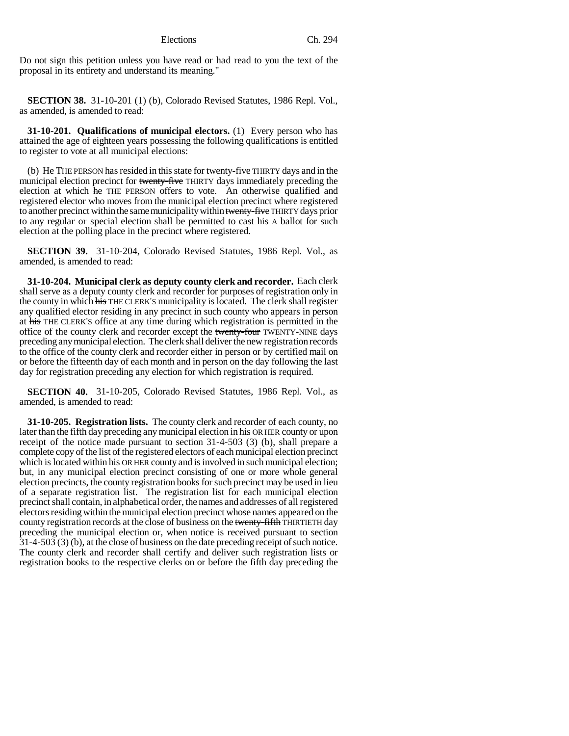Do not sign this petition unless you have read or had read to you the text of the proposal in its entirety and understand its meaning."

**SECTION 38.** 31-10-201 (1) (b), Colorado Revised Statutes, 1986 Repl. Vol., as amended, is amended to read:

**31-10-201. Qualifications of municipal electors.** (1) Every person who has attained the age of eighteen years possessing the following qualifications is entitled to register to vote at all municipal elections:

(b) ~~He~~ THE PERSON has resided in this state for ~~twenty-five~~ THIRTY days and in the municipal election precinct for ~~twenty-five~~ THIRTY days immediately preceding the election at which ~~he~~ THE PERSON offers to vote. An otherwise qualified and registered elector who moves from the municipal election precinct where registered to another precinct within the same municipality within ~~twenty-five~~ THIRTY days prior to any regular or special election shall be permitted to cast ~~his~~ A ballot for such election at the polling place in the precinct where registered.

**SECTION 39.** 31-10-204, Colorado Revised Statutes, 1986 Repl. Vol., as amended, is amended to read:

**31-10-204. Municipal clerk as deputy county clerk and recorder.** Each clerk shall serve as a deputy county clerk and recorder for purposes of registration only in the county in which ~~his~~ THE CLERK'S municipality is located. The clerk shall register any qualified elector residing in any precinct in such county who appears in person at ~~his~~ THE CLERK'S office at any time during which registration is permitted in the office of the county clerk and recorder except the ~~twenty-four~~ TWENTY-NINE days preceding any municipal election. The clerk shall deliver the new registration records to the office of the county clerk and recorder either in person or by certified mail on or before the fifteenth day of each month and in person on the day following the last day for registration preceding any election for which registration is required.

**SECTION 40.** 31-10-205, Colorado Revised Statutes, 1986 Repl. Vol., as amended, is amended to read:

**31-10-205. Registration lists.** The county clerk and recorder of each county, no later than the fifth day preceding any municipal election in his OR HER county or upon receipt of the notice made pursuant to section 31-4-503 (3) (b), shall prepare a complete copy of the list of the registered electors of each municipal election precinct which is located within his OR HER county and is involved in such municipal election; but, in any municipal election precinct consisting of one or more whole general election precincts, the county registration books for such precinct may be used in lieu of a separate registration list. The registration list for each municipal election precinct shall contain, in alphabetical order, the names and addresses of all registered electors residing within the municipal election precinct whose names appeared on the county registration records at the close of business on the ~~twenty-fifth~~ THIRTIETH day preceding the municipal election or, when notice is received pursuant to section 31-4-503 (3) (b), at the close of business on the date preceding receipt of such notice. The county clerk and recorder shall certify and deliver such registration lists or registration books to the respective clerks on or before the fifth day preceding the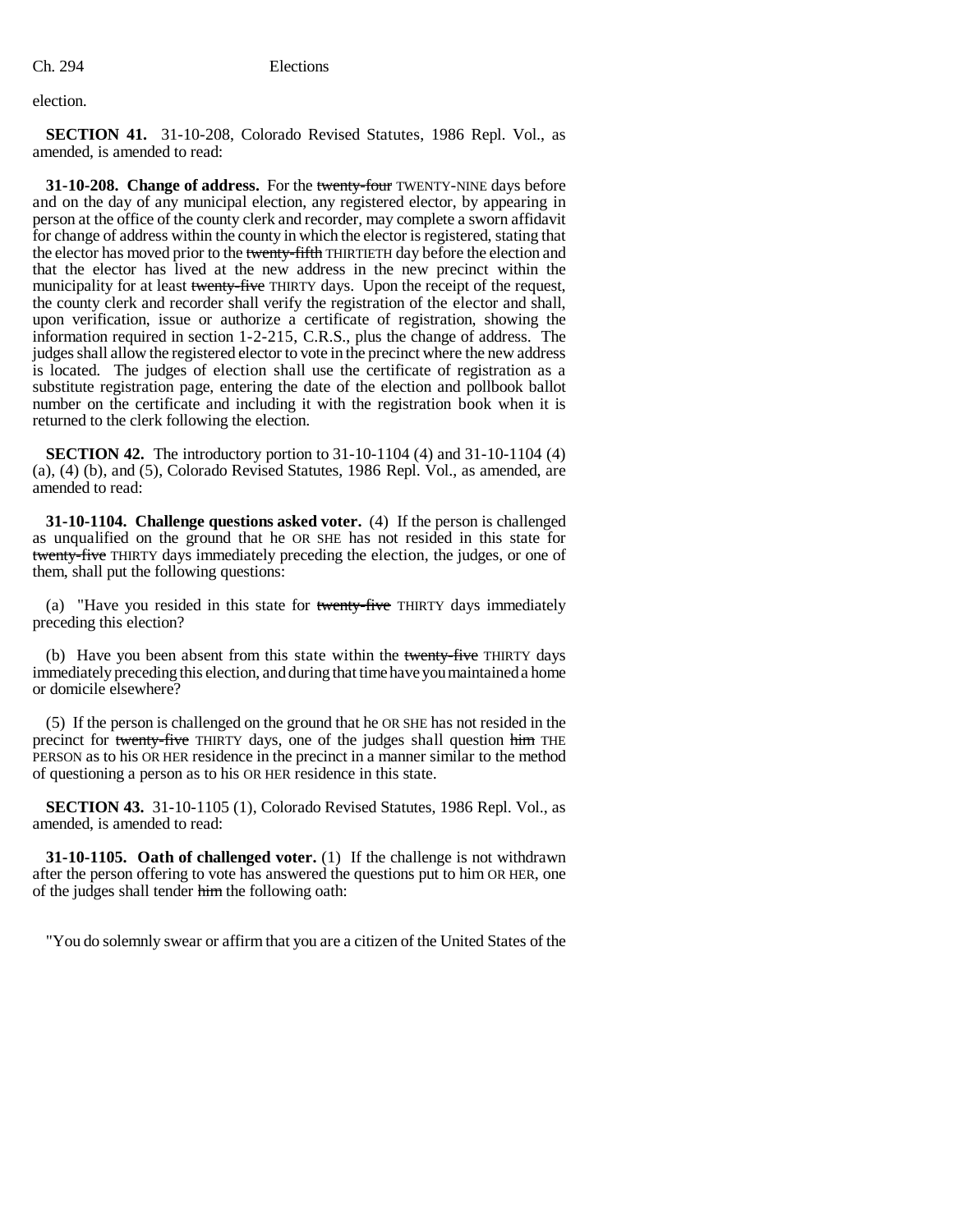election.

**SECTION 41.** 31-10-208, Colorado Revised Statutes, 1986 Repl. Vol., as amended, is amended to read:

**31-10-208. Change of address.** For the ~~twenty-four~~ TWENTY-NINE days before and on the day of any municipal election, any registered elector, by appearing in person at the office of the county clerk and recorder, may complete a sworn affidavit for change of address within the county in which the elector is registered, stating that the elector has moved prior to the ~~twenty-fifth~~ THIRTIETH day before the election and that the elector has lived at the new address in the new precinct within the municipality for at least ~~twenty-five~~ THIRTY days. Upon the receipt of the request, the county clerk and recorder shall verify the registration of the elector and shall, upon verification, issue or authorize a certificate of registration, showing the information required in section 1-2-215, C.R.S., plus the change of address. The judges shall allow the registered elector to vote in the precinct where the new address is located. The judges of election shall use the certificate of registration as a substitute registration page, entering the date of the election and pollbook ballot number on the certificate and including it with the registration book when it is returned to the clerk following the election.

**SECTION 42.** The introductory portion to 31-10-1104 (4) and 31-10-1104 (4) (a), (4) (b), and (5), Colorado Revised Statutes, 1986 Repl. Vol., as amended, are amended to read:

**31-10-1104. Challenge questions asked voter.** (4) If the person is challenged as unqualified on the ground that he OR SHE has not resided in this state for ~~twenty-five~~ THIRTY days immediately preceding the election, the judges, or one of them, shall put the following questions:

(a) "Have you resided in this state for ~~twenty-five~~ THIRTY days immediately preceding this election?

(b) Have you been absent from this state within the ~~twenty-five~~ THIRTY days immediately preceding this election, and during that time have you maintained a home or domicile elsewhere?

(5) If the person is challenged on the ground that he OR SHE has not resided in the precinct for ~~twenty-five~~ THIRTY days, one of the judges shall question ~~him~~ THE PERSON as to his OR HER residence in the precinct in a manner similar to the method of questioning a person as to his OR HER residence in this state.

**SECTION 43.** 31-10-1105 (1), Colorado Revised Statutes, 1986 Repl. Vol., as amended, is amended to read:

**31-10-1105. Oath of challenged voter.** (1) If the challenge is not withdrawn after the person offering to vote has answered the questions put to him OR HER, one of the judges shall tender ~~him~~ the following oath:

"You do solemnly swear or affirm that you are a citizen of the United States of the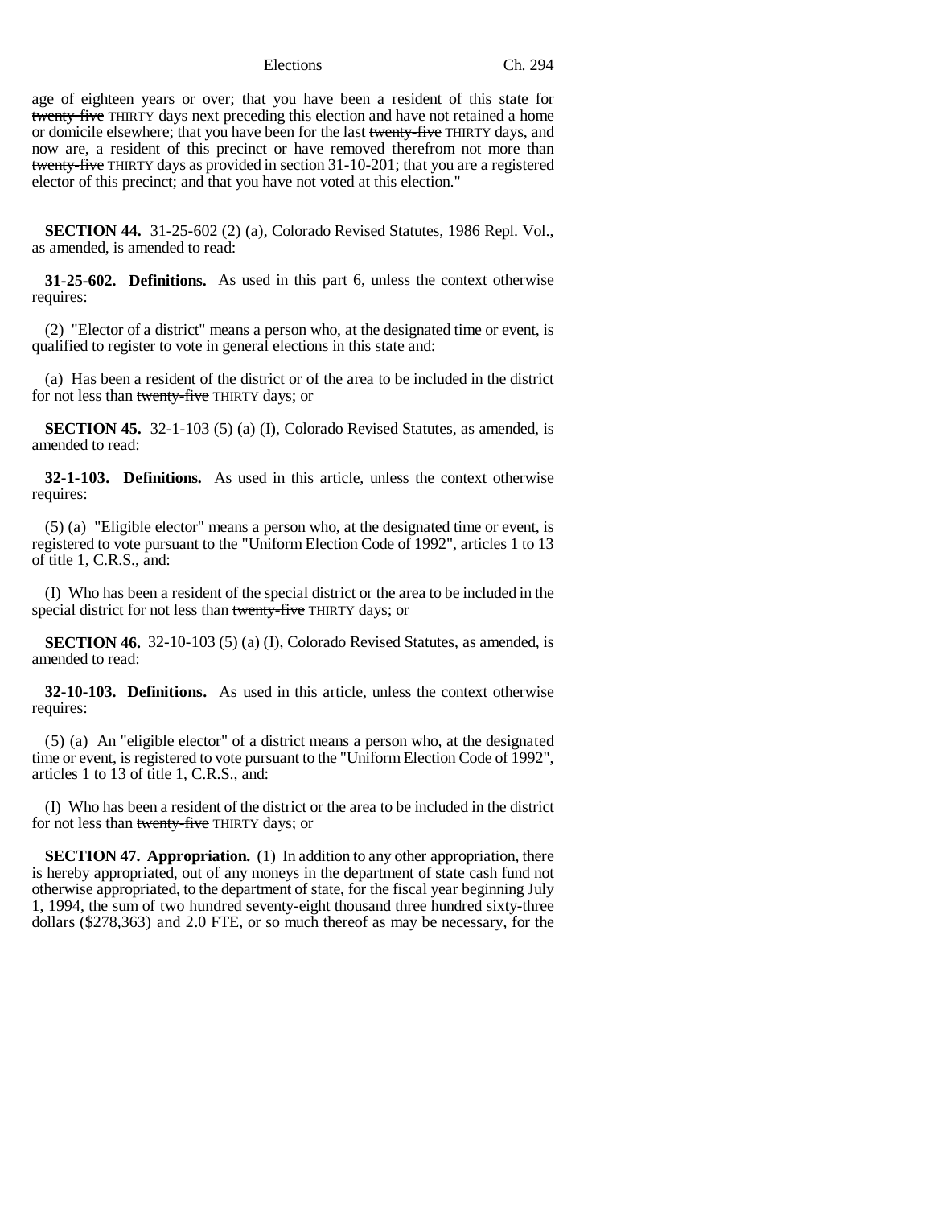age of eighteen years or over; that you have been a resident of this state for ~~twenty-five~~ THIRTY days next preceding this election and have not retained a home or domicile elsewhere; that you have been for the last ~~twenty-five~~ THIRTY days, and now are, a resident of this precinct or have removed therefrom not more than ~~twenty-five~~ THIRTY days as provided in section 31-10-201; that you are a registered elector of this precinct; and that you have not voted at this election."

**SECTION 44.** 31-25-602 (2) (a), Colorado Revised Statutes, 1986 Repl. Vol., as amended, is amended to read:

**31-25-602. Definitions.** As used in this part 6, unless the context otherwise requires:

(2) "Elector of a district" means a person who, at the designated time or event, is qualified to register to vote in general elections in this state and:

(a) Has been a resident of the district or of the area to be included in the district for not less than ~~twenty-five~~ THIRTY days; or

**SECTION 45.** 32-1-103 (5) (a) (I), Colorado Revised Statutes, as amended, is amended to read:

**32-1-103. Definitions.** As used in this article, unless the context otherwise requires:

(5) (a) "Eligible elector" means a person who, at the designated time or event, is registered to vote pursuant to the "Uniform Election Code of 1992", articles 1 to 13 of title 1, C.R.S., and:

(I) Who has been a resident of the special district or the area to be included in the special district for not less than ~~twenty-five~~ THIRTY days; or

**SECTION 46.** 32-10-103 (5) (a) (I), Colorado Revised Statutes, as amended, is amended to read:

**32-10-103. Definitions.** As used in this article, unless the context otherwise requires:

(5) (a) An "eligible elector" of a district means a person who, at the designated time or event, is registered to vote pursuant to the "Uniform Election Code of 1992", articles 1 to 13 of title 1, C.R.S., and:

(I) Who has been a resident of the district or the area to be included in the district for not less than ~~twenty-five~~ THIRTY days; or

**SECTION 47. Appropriation.** (1) In addition to any other appropriation, there is hereby appropriated, out of any moneys in the department of state cash fund not otherwise appropriated, to the department of state, for the fiscal year beginning July 1, 1994, the sum of two hundred seventy-eight thousand three hundred sixty-three dollars ($278,363) and 2.0 FTE, or so much thereof as may be necessary, for the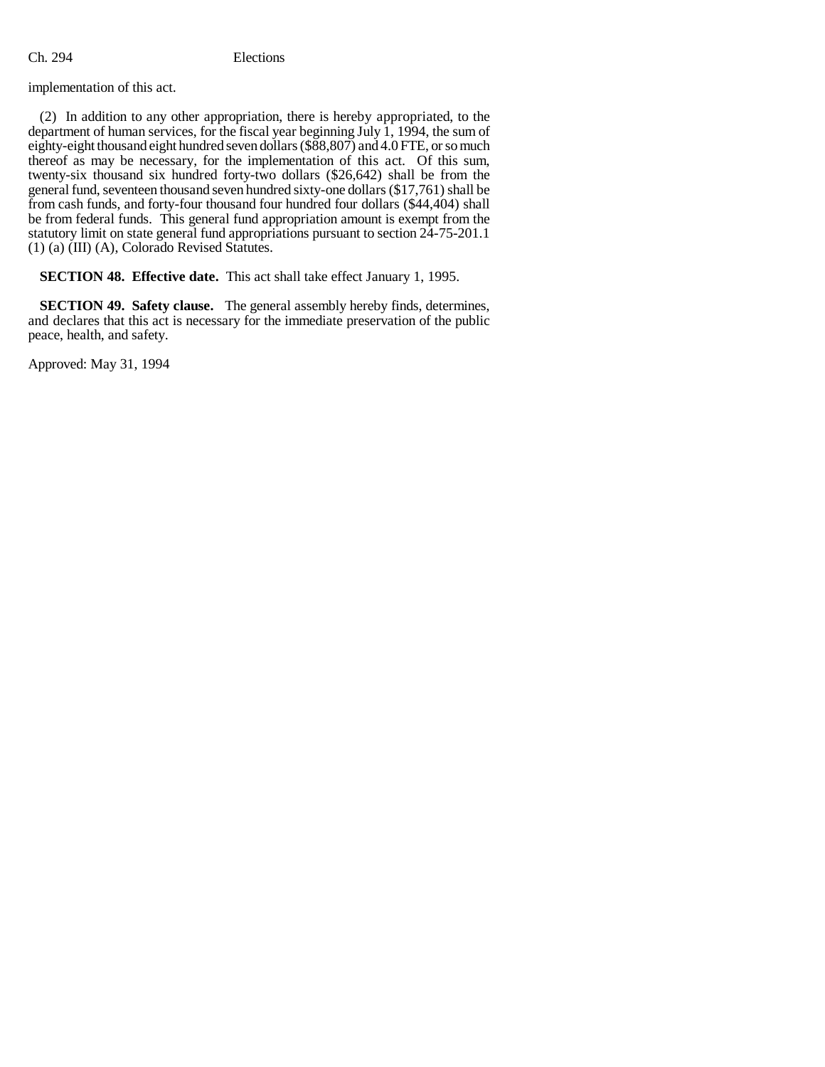implementation of this act.

(2) In addition to any other appropriation, there is hereby appropriated, to the department of human services, for the fiscal year beginning July 1, 1994, the sum of eighty-eight thousand eight hundred seven dollars ($88,807) and 4.0 FTE, or so much thereof as may be necessary, for the implementation of this act. Of this sum, twenty-six thousand six hundred forty-two dollars ($26,642) shall be from the general fund, seventeen thousand seven hundred sixty-one dollars ($17,761) shall be from cash funds, and forty-four thousand four hundred four dollars ($44,404) shall be from federal funds. This general fund appropriation amount is exempt from the statutory limit on state general fund appropriations pursuant to section 24-75-201.1 (1) (a) (III) (A), Colorado Revised Statutes.

**SECTION 48. Effective date.** This act shall take effect January 1, 1995.

**SECTION 49. Safety clause.** The general assembly hereby finds, determines, and declares that this act is necessary for the immediate preservation of the public peace, health, and safety.

Approved: May 31, 1994